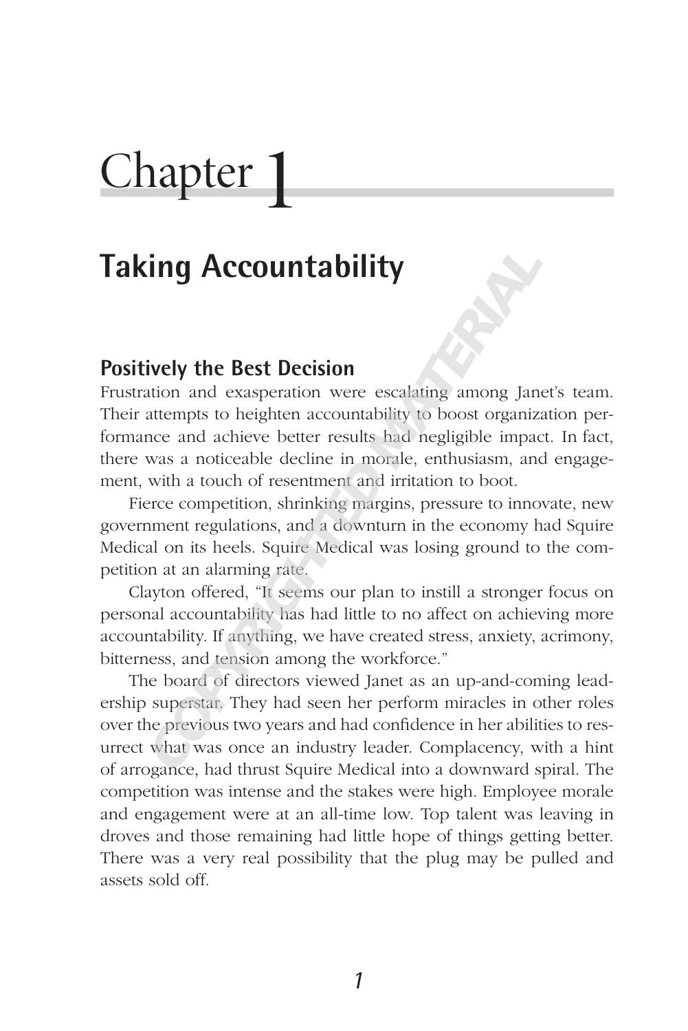# Chapter 1

## Taking Accountability

### Positively the Best Decision

Frustration and exasperation were escalating among Janet's team. Their attempts to heighten accountability to boost organization performance and achieve better results had negligible impact. In fact, there was a noticeable decline in morale, enthusiasm, and engagement, with a touch of resentment and irritation to boot.

Fierce competition, shrinking margins, pressure to innovate, new government regulations, and a downturn in the economy had Squire Medical on its heels. Squire Medical was losing ground to the competition at an alarming rate.

Clayton offered, "It seems our plan to instill a stronger focus on personal accountability has had little to no affect on achieving more accountability. If anything, we have created stress, anxiety, acrimony, bitterness, and tension among the workforce."

The board of directors viewed Janet as an up-and-coming leadership superstar. They had seen her perform miracles in other roles over the previous two years and had confidence in her abilities to resurrect what was once an industry leader. Complacency, with a hint of arrogance, had thrust Squire Medical into a downward spiral. The competition was intense and the stakes were high. Employee morale and engagement were at an all-time low. Top talent was leaving in droves and those remaining had little hope of things getting better. There was a very real possibility that the plug may be pulled and assets sold off.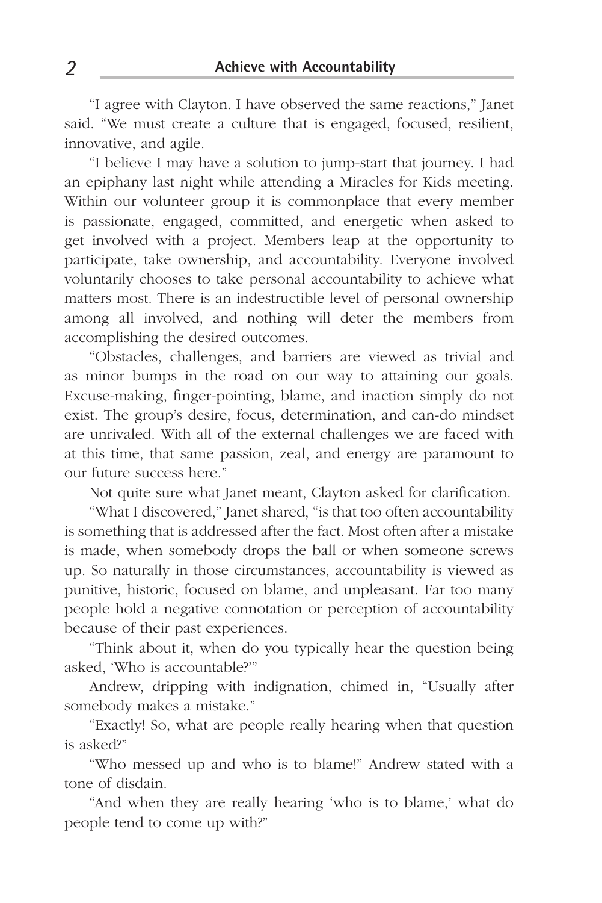"I agree with Clayton. I have observed the same reactions," Janet said. "We must create a culture that is engaged, focused, resilient, innovative, and agile.

"I believe I may have a solution to jump-start that journey. I had an epiphany last night while attending a Miracles for Kids meeting. Within our volunteer group it is commonplace that every member is passionate, engaged, committed, and energetic when asked to get involved with a project. Members leap at the opportunity to participate, take ownership, and accountability. Everyone involved voluntarily chooses to take personal accountability to achieve what matters most. There is an indestructible level of personal ownership among all involved, and nothing will deter the members from accomplishing the desired outcomes.

"Obstacles, challenges, and barriers are viewed as trivial and as minor bumps in the road on our way to attaining our goals. Excuse-making, finger-pointing, blame, and inaction simply do not exist. The group's desire, focus, determination, and can-do mindset are unrivaled. With all of the external challenges we are faced with at this time, that same passion, zeal, and energy are paramount to our future success here."

Not quite sure what Janet meant, Clayton asked for clarification.

"What I discovered," Janet shared, "is that too often accountability is something that is addressed after the fact. Most often after a mistake is made, when somebody drops the ball or when someone screws up. So naturally in those circumstances, accountability is viewed as punitive, historic, focused on blame, and unpleasant. Far too many people hold a negative connotation or perception of accountability because of their past experiences.

"Think about it, when do you typically hear the question being asked, 'Who is accountable?'"

Andrew, dripping with indignation, chimed in, "Usually after somebody makes a mistake."

"Exactly! So, what are people really hearing when that question is asked?"

"Who messed up and who is to blame!" Andrew stated with a tone of disdain.

"And when they are really hearing 'who is to blame,' what do people tend to come up with?"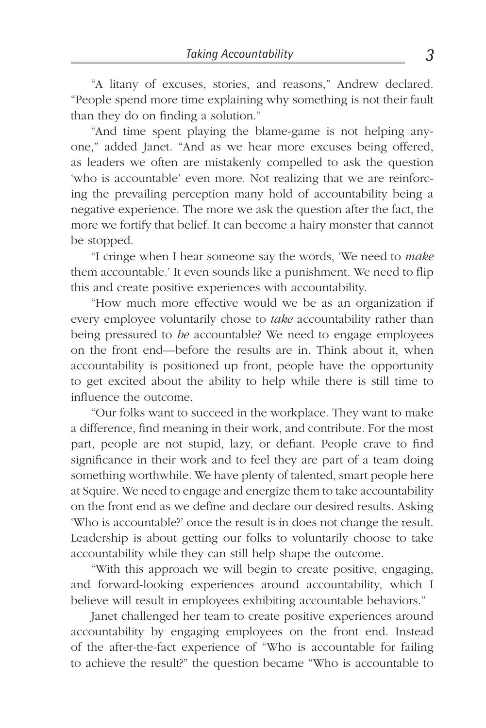"A litany of excuses, stories, and reasons," Andrew declared. "People spend more time explaining why something is not their fault than they do on finding a solution."

"And time spent playing the blame-game is not helping anyone," added Janet. "And as we hear more excuses being offered, as leaders we often are mistakenly compelled to ask the question 'who is accountable' even more. Not realizing that we are reinforcing the prevailing perception many hold of accountability being a negative experience. The more we ask the question after the fact, the more we fortify that belief. It can become a hairy monster that cannot be stopped.

"I cringe when I hear someone say the words, 'We need to *make* them accountable.' It even sounds like a punishment. We need to flip this and create positive experiences with accountability.

"How much more effective would we be as an organization if every employee voluntarily chose to *take* accountability rather than being pressured to *be* accountable? We need to engage employees on the front end—before the results are in. Think about it, when accountability is positioned up front, people have the opportunity to get excited about the ability to help while there is still time to influence the outcome.

"Our folks want to succeed in the workplace. They want to make a difference, find meaning in their work, and contribute. For the most part, people are not stupid, lazy, or defiant. People crave to find significance in their work and to feel they are part of a team doing something worthwhile. We have plenty of talented, smart people here at Squire. We need to engage and energize them to take accountability on the front end as we define and declare our desired results. Asking 'Who is accountable?' once the result is in does not change the result. Leadership is about getting our folks to voluntarily choose to take accountability while they can still help shape the outcome.

"With this approach we will begin to create positive, engaging, and forward-looking experiences around accountability, which I believe will result in employees exhibiting accountable behaviors."

Janet challenged her team to create positive experiences around accountability by engaging employees on the front end. Instead of the after-the-fact experience of "Who is accountable for failing to achieve the result?" the question became "Who is accountable to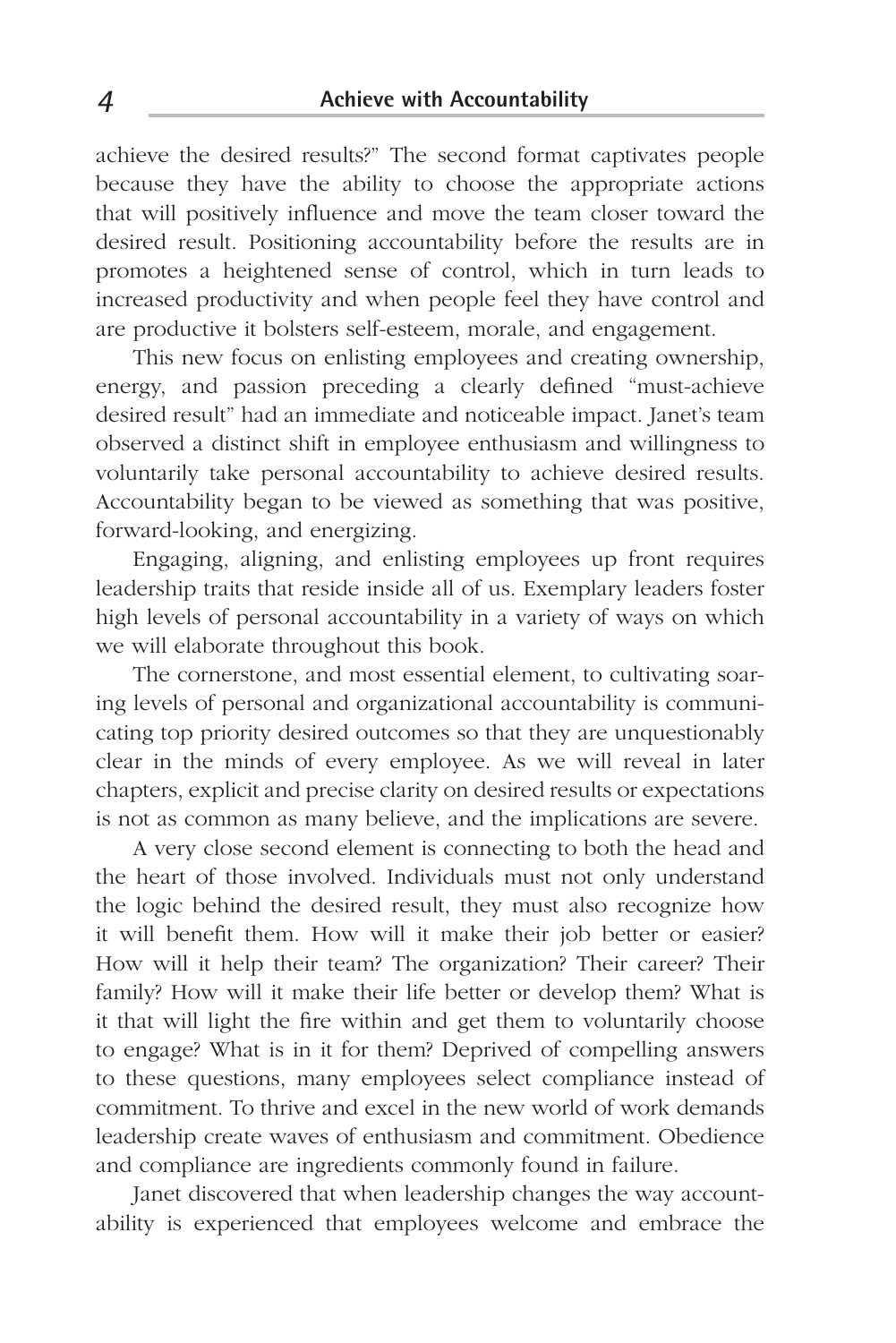achieve the desired results?" The second format captivates people because they have the ability to choose the appropriate actions that will positively influence and move the team closer toward the desired result. Positioning accountability before the results are in promotes a heightened sense of control, which in turn leads to increased productivity and when people feel they have control and are productive it bolsters self-esteem, morale, and engagement.

This new focus on enlisting employees and creating ownership, energy, and passion preceding a clearly defined "must-achieve desired result" had an immediate and noticeable impact. Janet's team observed a distinct shift in employee enthusiasm and willingness to voluntarily take personal accountability to achieve desired results. Accountability began to be viewed as something that was positive, forward-looking, and energizing.

Engaging, aligning, and enlisting employees up front requires leadership traits that reside inside all of us. Exemplary leaders foster high levels of personal accountability in a variety of ways on which we will elaborate throughout this book.

The cornerstone, and most essential element, to cultivating soaring levels of personal and organizational accountability is communicating top priority desired outcomes so that they are unquestionably clear in the minds of every employee. As we will reveal in later chapters, explicit and precise clarity on desired results or expectations is not as common as many believe, and the implications are severe.

A very close second element is connecting to both the head and the heart of those involved. Individuals must not only understand the logic behind the desired result, they must also recognize how it will benefit them. How will it make their job better or easier? How will it help their team? The organization? Their career? Their family? How will it make their life better or develop them? What is it that will light the fire within and get them to voluntarily choose to engage? What is in it for them? Deprived of compelling answers to these questions, many employees select compliance instead of commitment. To thrive and excel in the new world of work demands leadership create waves of enthusiasm and commitment. Obedience and compliance are ingredients commonly found in failure.

Janet discovered that when leadership changes the way accountability is experienced that employees welcome and embrace the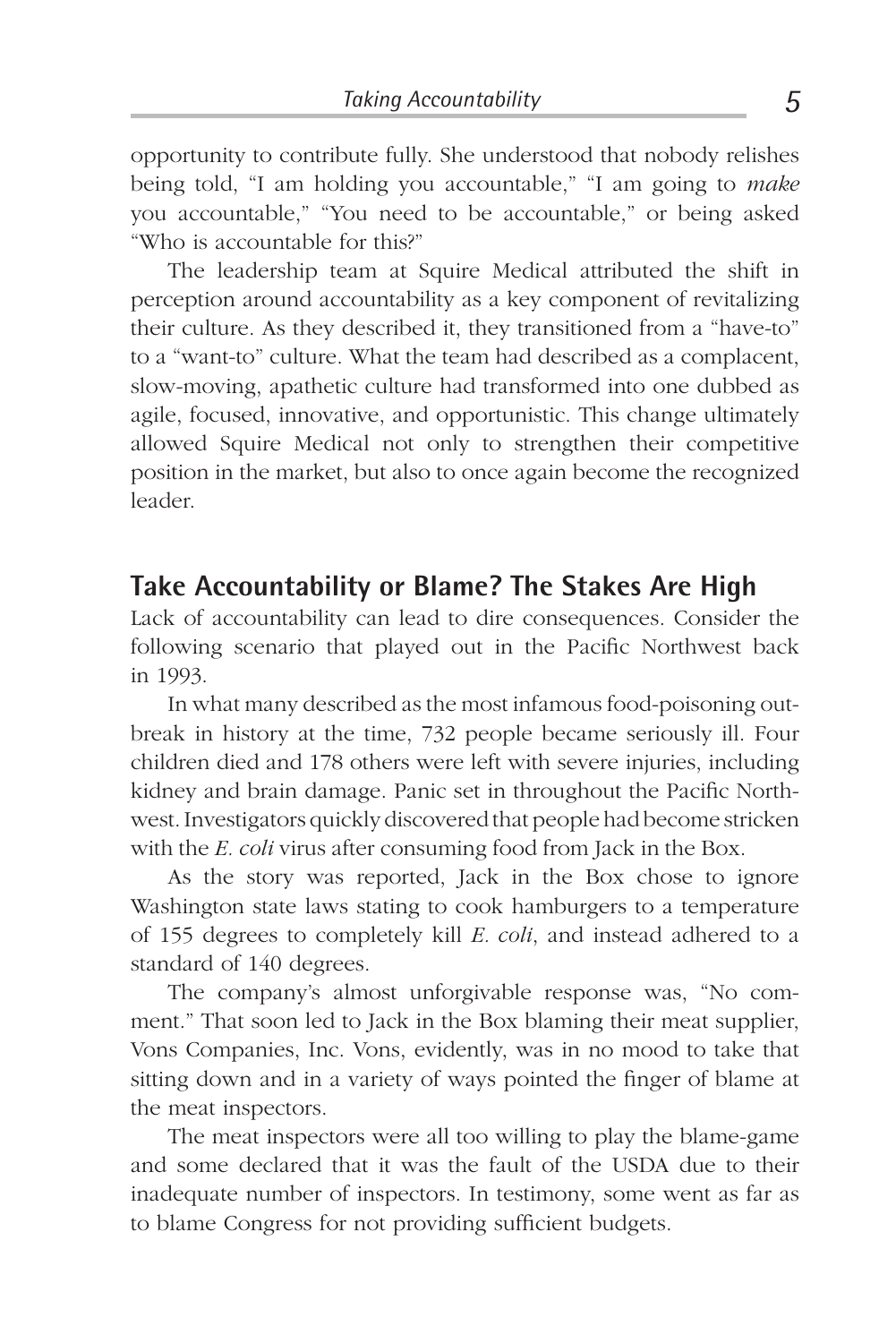opportunity to contribute fully. She understood that nobody relishes being told, "I am holding you accountable," "I am going to *make* you accountable," "You need to be accountable," or being asked "Who is accountable for this?"

The leadership team at Squire Medical attributed the shift in perception around accountability as a key component of revitalizing their culture. As they described it, they transitioned from a "have-to" to a "want-to" culture. What the team had described as a complacent, slow-moving, apathetic culture had transformed into one dubbed as agile, focused, innovative, and opportunistic. This change ultimately allowed Squire Medical not only to strengthen their competitive position in the market, but also to once again become the recognized leader.

## Take Accountability or Blame? The Stakes Are High

Lack of accountability can lead to dire consequences. Consider the following scenario that played out in the Pacific Northwest back in 1993.

In what many described as the most infamous food-poisoning outbreak in history at the time, 732 people became seriously ill. Four children died and 178 others were left with severe injuries, including kidney and brain damage. Panic set in throughout the Pacific Northwest. Investigators quickly discovered that people had become stricken with the *E. coli* virus after consuming food from Jack in the Box.

As the story was reported, Jack in the Box chose to ignore Washington state laws stating to cook hamburgers to a temperature of 155 degrees to completely kill *E. coli*, and instead adhered to a standard of 140 degrees.

The company's almost unforgivable response was, "No comment." That soon led to Jack in the Box blaming their meat supplier, Vons Companies, Inc. Vons, evidently, was in no mood to take that sitting down and in a variety of ways pointed the finger of blame at the meat inspectors.

The meat inspectors were all too willing to play the blame-game and some declared that it was the fault of the USDA due to their inadequate number of inspectors. In testimony, some went as far as to blame Congress for not providing sufficient budgets.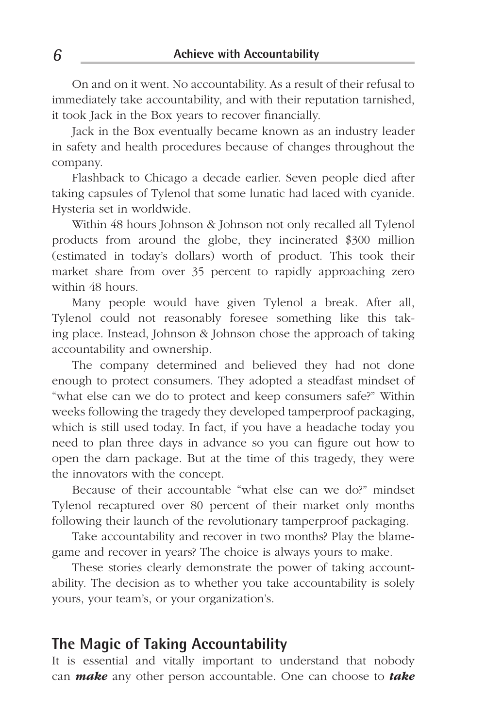On and on it went. No accountability. As a result of their refusal to immediately take accountability, and with their reputation tarnished, it took Jack in the Box years to recover financially.

Jack in the Box eventually became known as an industry leader in safety and health procedures because of changes throughout the company.

Flashback to Chicago a decade earlier. Seven people died after taking capsules of Tylenol that some lunatic had laced with cyanide. Hysteria set in worldwide.

Within 48 hours Johnson & Johnson not only recalled all Tylenol products from around the globe, they incinerated $300 million (estimated in today's dollars) worth of product. This took their market share from over 35 percent to rapidly approaching zero within 48 hours.

Many people would have given Tylenol a break. After all, Tylenol could not reasonably foresee something like this taking place. Instead, Johnson & Johnson chose the approach of taking accountability and ownership.

The company determined and believed they had not done enough to protect consumers. They adopted a steadfast mindset of "what else can we do to protect and keep consumers safe?" Within weeks following the tragedy they developed tamperproof packaging, which is still used today. In fact, if you have a headache today you need to plan three days in advance so you can figure out how to open the darn package. But at the time of this tragedy, they were the innovators with the concept.

Because of their accountable "what else can we do?" mindset Tylenol recaptured over 80 percent of their market only months following their launch of the revolutionary tamperproof packaging.

Take accountability and recover in two months? Play the blame-game and recover in years? The choice is always yours to make.

These stories clearly demonstrate the power of taking accountability. The decision as to whether you take accountability is solely yours, your team's, or your organization's.

## The Magic of Taking Accountability

It is essential and vitally important to understand that nobody can ***make*** any other person accountable. One can choose to ***take***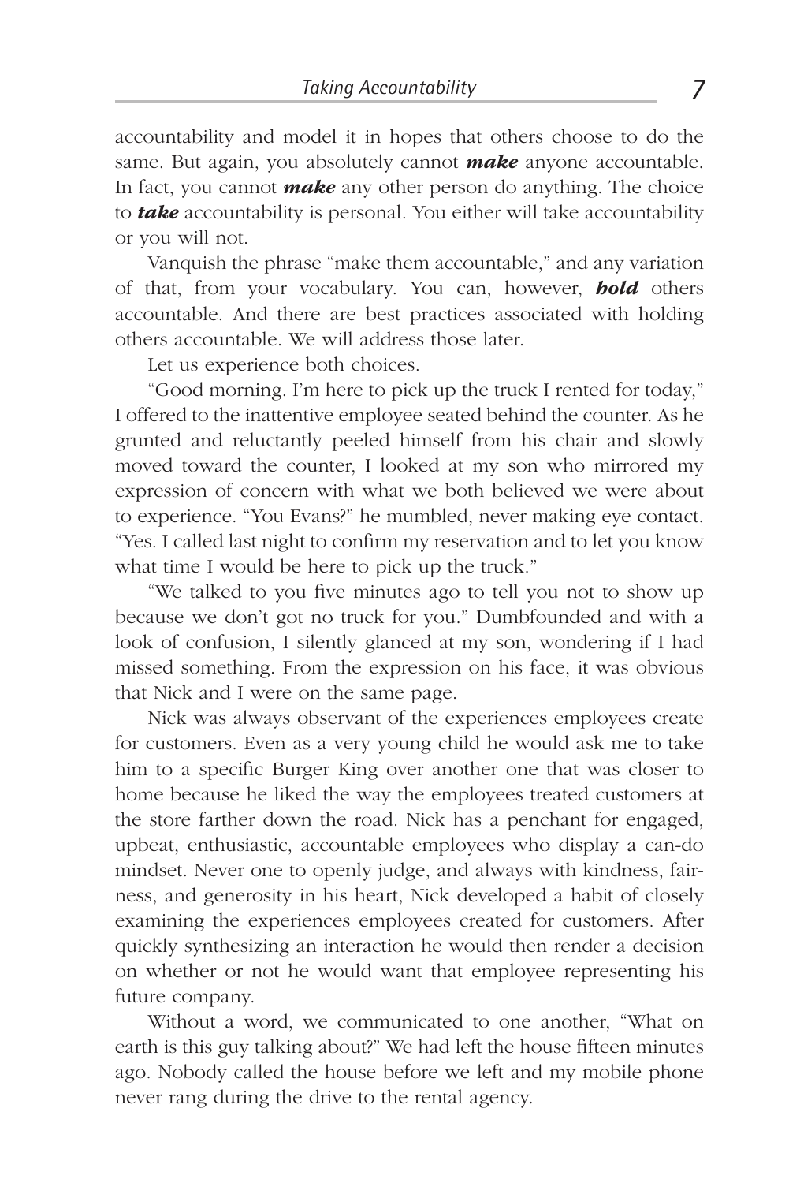accountability and model it in hopes that others choose to do the same. But again, you absolutely cannot ***make*** anyone accountable. In fact, you cannot ***make*** any other person do anything. The choice to ***take*** accountability is personal. You either will take accountability or you will not.

Vanquish the phrase "make them accountable," and any variation of that, from your vocabulary. You can, however, ***hold*** others accountable. And there are best practices associated with holding others accountable. We will address those later.

Let us experience both choices.

"Good morning. I'm here to pick up the truck I rented for today," I offered to the inattentive employee seated behind the counter. As he grunted and reluctantly peeled himself from his chair and slowly moved toward the counter, I looked at my son who mirrored my expression of concern with what we both believed we were about to experience. "You Evans?" he mumbled, never making eye contact. "Yes. I called last night to confirm my reservation and to let you know what time I would be here to pick up the truck."

"We talked to you five minutes ago to tell you not to show up because we don't got no truck for you." Dumbfounded and with a look of confusion, I silently glanced at my son, wondering if I had missed something. From the expression on his face, it was obvious that Nick and I were on the same page.

Nick was always observant of the experiences employees create for customers. Even as a very young child he would ask me to take him to a specific Burger King over another one that was closer to home because he liked the way the employees treated customers at the store farther down the road. Nick has a penchant for engaged, upbeat, enthusiastic, accountable employees who display a can-do mindset. Never one to openly judge, and always with kindness, fairness, and generosity in his heart, Nick developed a habit of closely examining the experiences employees created for customers. After quickly synthesizing an interaction he would then render a decision on whether or not he would want that employee representing his future company.

Without a word, we communicated to one another, "What on earth is this guy talking about?" We had left the house fifteen minutes ago. Nobody called the house before we left and my mobile phone never rang during the drive to the rental agency.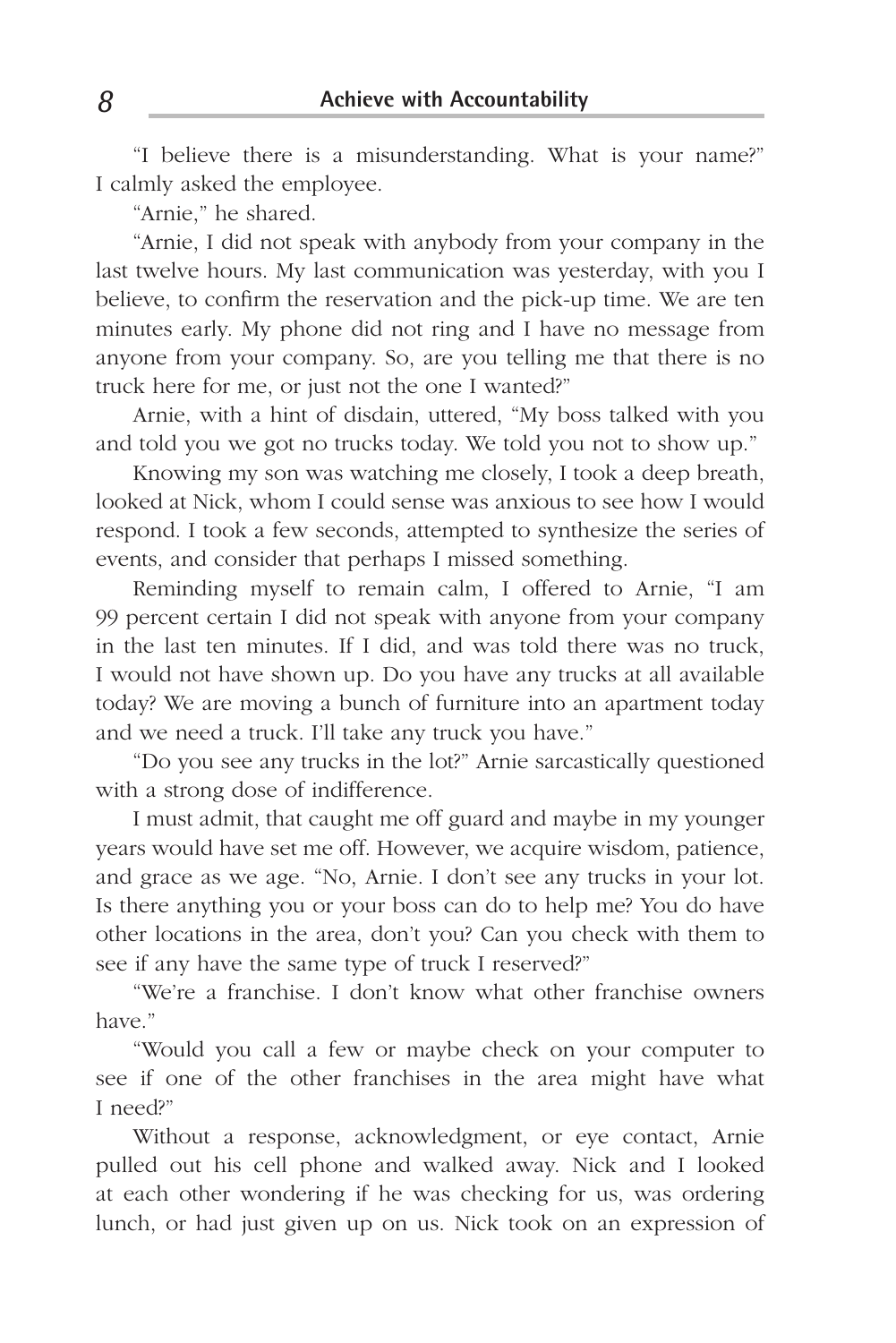"I believe there is a misunderstanding. What is your name?" I calmly asked the employee.

"Arnie," he shared.

"Arnie, I did not speak with anybody from your company in the last twelve hours. My last communication was yesterday, with you I believe, to confirm the reservation and the pick-up time. We are ten minutes early. My phone did not ring and I have no message from anyone from your company. So, are you telling me that there is no truck here for me, or just not the one I wanted?"

Arnie, with a hint of disdain, uttered, "My boss talked with you and told you we got no trucks today. We told you not to show up."

Knowing my son was watching me closely, I took a deep breath, looked at Nick, whom I could sense was anxious to see how I would respond. I took a few seconds, attempted to synthesize the series of events, and consider that perhaps I missed something.

Reminding myself to remain calm, I offered to Arnie, "I am 99 percent certain I did not speak with anyone from your company in the last ten minutes. If I did, and was told there was no truck, I would not have shown up. Do you have any trucks at all available today? We are moving a bunch of furniture into an apartment today and we need a truck. I'll take any truck you have."

"Do you see any trucks in the lot?" Arnie sarcastically questioned with a strong dose of indifference.

I must admit, that caught me off guard and maybe in my younger years would have set me off. However, we acquire wisdom, patience, and grace as we age. "No, Arnie. I don't see any trucks in your lot. Is there anything you or your boss can do to help me? You do have other locations in the area, don't you? Can you check with them to see if any have the same type of truck I reserved?"

"We're a franchise. I don't know what other franchise owners have."

"Would you call a few or maybe check on your computer to see if one of the other franchises in the area might have what I need?"

Without a response, acknowledgment, or eye contact, Arnie pulled out his cell phone and walked away. Nick and I looked at each other wondering if he was checking for us, was ordering lunch, or had just given up on us. Nick took on an expression of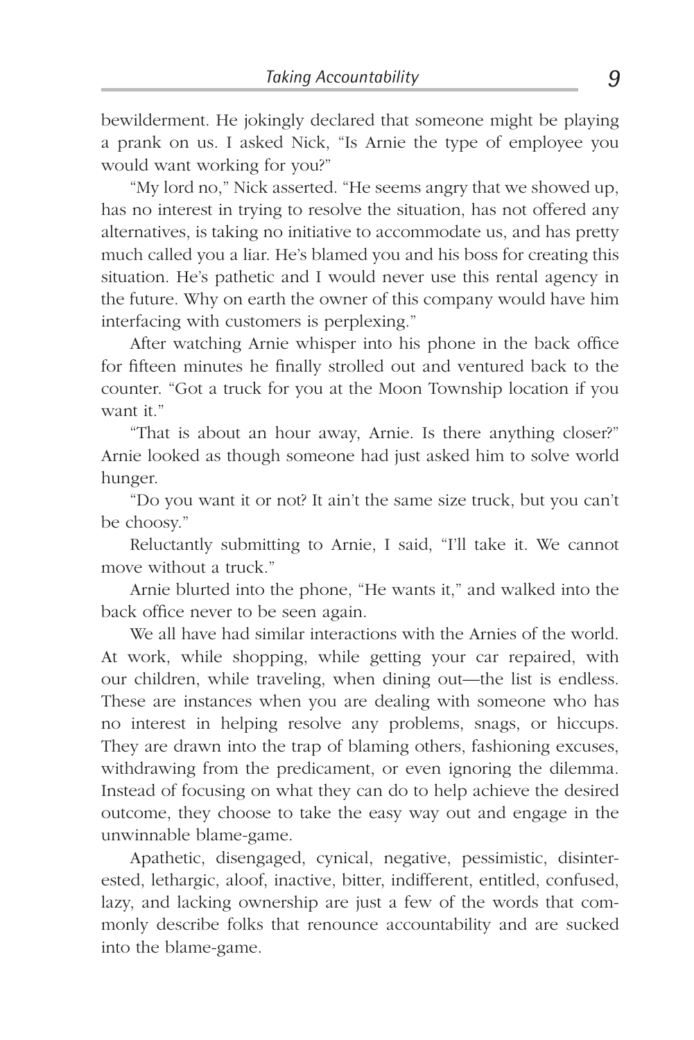bewilderment. He jokingly declared that someone might be playing a prank on us. I asked Nick, "Is Arnie the type of employee you would want working for you?"

"My lord no," Nick asserted. "He seems angry that we showed up, has no interest in trying to resolve the situation, has not offered any alternatives, is taking no initiative to accommodate us, and has pretty much called you a liar. He's blamed you and his boss for creating this situation. He's pathetic and I would never use this rental agency in the future. Why on earth the owner of this company would have him interfacing with customers is perplexing."

After watching Arnie whisper into his phone in the back office for fifteen minutes he finally strolled out and ventured back to the counter. "Got a truck for you at the Moon Township location if you want it."

"That is about an hour away, Arnie. Is there anything closer?" Arnie looked as though someone had just asked him to solve world hunger.

"Do you want it or not? It ain't the same size truck, but you can't be choosy."

Reluctantly submitting to Arnie, I said, "I'll take it. We cannot move without a truck."

Arnie blurted into the phone, "He wants it," and walked into the back office never to be seen again.

We all have had similar interactions with the Arnies of the world. At work, while shopping, while getting your car repaired, with our children, while traveling, when dining out—the list is endless. These are instances when you are dealing with someone who has no interest in helping resolve any problems, snags, or hiccups. They are drawn into the trap of blaming others, fashioning excuses, withdrawing from the predicament, or even ignoring the dilemma. Instead of focusing on what they can do to help achieve the desired outcome, they choose to take the easy way out and engage in the unwinnable blame-game.

Apathetic, disengaged, cynical, negative, pessimistic, disinterested, lethargic, aloof, inactive, bitter, indifferent, entitled, confused, lazy, and lacking ownership are just a few of the words that commonly describe folks that renounce accountability and are sucked into the blame-game.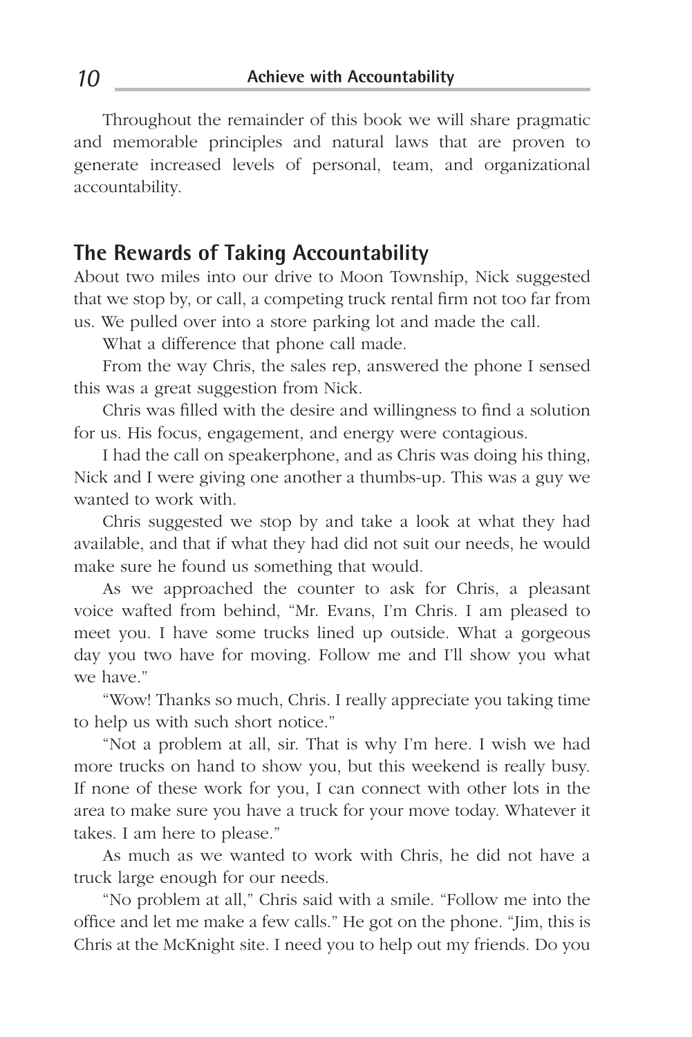Throughout the remainder of this book we will share pragmatic and memorable principles and natural laws that are proven to generate increased levels of personal, team, and organizational accountability.

## The Rewards of Taking Accountability

About two miles into our drive to Moon Township, Nick suggested that we stop by, or call, a competing truck rental firm not too far from us. We pulled over into a store parking lot and made the call.

What a difference that phone call made.

From the way Chris, the sales rep, answered the phone I sensed this was a great suggestion from Nick.

Chris was filled with the desire and willingness to find a solution for us. His focus, engagement, and energy were contagious.

I had the call on speakerphone, and as Chris was doing his thing, Nick and I were giving one another a thumbs-up. This was a guy we wanted to work with.

Chris suggested we stop by and take a look at what they had available, and that if what they had did not suit our needs, he would make sure he found us something that would.

As we approached the counter to ask for Chris, a pleasant voice wafted from behind, "Mr. Evans, I'm Chris. I am pleased to meet you. I have some trucks lined up outside. What a gorgeous day you two have for moving. Follow me and I'll show you what we have."

"Wow! Thanks so much, Chris. I really appreciate you taking time to help us with such short notice."

"Not a problem at all, sir. That is why I'm here. I wish we had more trucks on hand to show you, but this weekend is really busy. If none of these work for you, I can connect with other lots in the area to make sure you have a truck for your move today. Whatever it takes. I am here to please."

As much as we wanted to work with Chris, he did not have a truck large enough for our needs.

"No problem at all," Chris said with a smile. "Follow me into the office and let me make a few calls." He got on the phone. "Jim, this is Chris at the McKnight site. I need you to help out my friends. Do you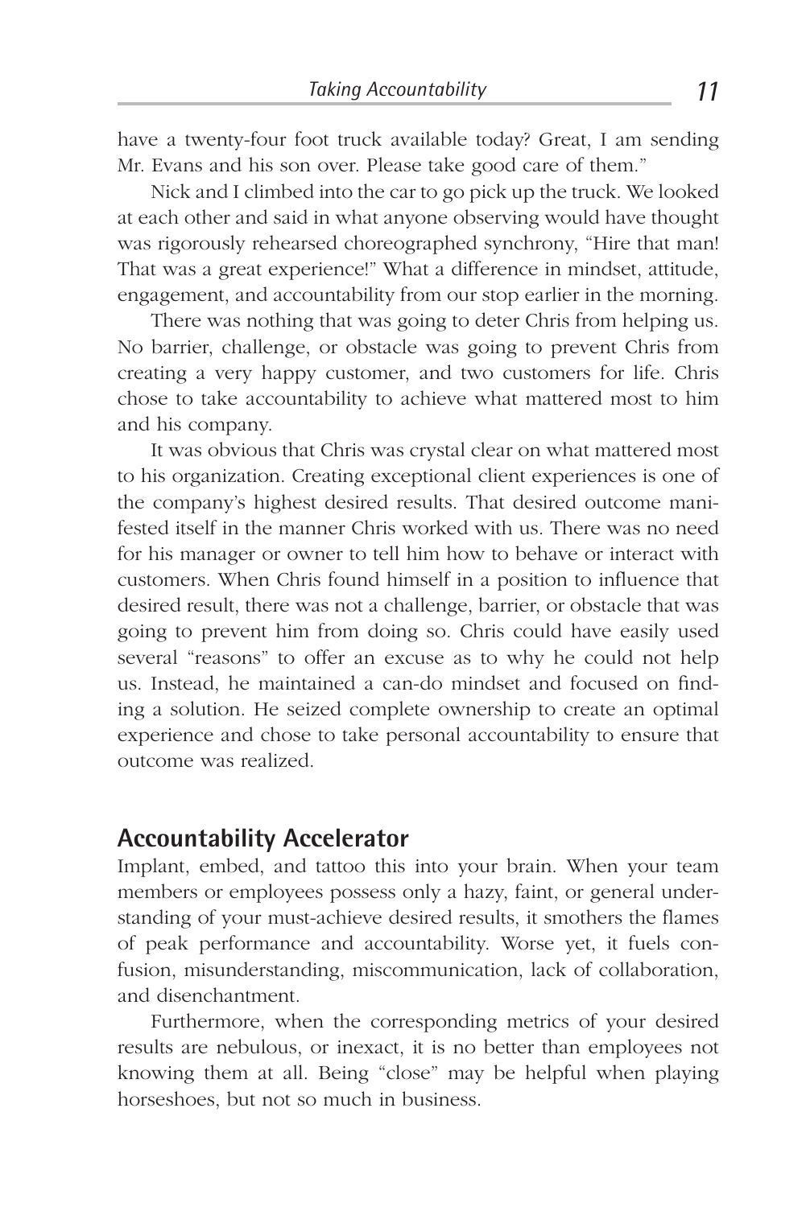have a twenty-four foot truck available today? Great, I am sending Mr. Evans and his son over. Please take good care of them."

Nick and I climbed into the car to go pick up the truck. We looked at each other and said in what anyone observing would have thought was rigorously rehearsed choreographed synchrony, "Hire that man! That was a great experience!" What a difference in mindset, attitude, engagement, and accountability from our stop earlier in the morning.

There was nothing that was going to deter Chris from helping us. No barrier, challenge, or obstacle was going to prevent Chris from creating a very happy customer, and two customers for life. Chris chose to take accountability to achieve what mattered most to him and his company.

It was obvious that Chris was crystal clear on what mattered most to his organization. Creating exceptional client experiences is one of the company's highest desired results. That desired outcome manifested itself in the manner Chris worked with us. There was no need for his manager or owner to tell him how to behave or interact with customers. When Chris found himself in a position to influence that desired result, there was not a challenge, barrier, or obstacle that was going to prevent him from doing so. Chris could have easily used several "reasons" to offer an excuse as to why he could not help us. Instead, he maintained a can-do mindset and focused on finding a solution. He seized complete ownership to create an optimal experience and chose to take personal accountability to ensure that outcome was realized.

## Accountability Accelerator

Implant, embed, and tattoo this into your brain. When your team members or employees possess only a hazy, faint, or general understanding of your must-achieve desired results, it smothers the flames of peak performance and accountability. Worse yet, it fuels confusion, misunderstanding, miscommunication, lack of collaboration, and disenchantment.

Furthermore, when the corresponding metrics of your desired results are nebulous, or inexact, it is no better than employees not knowing them at all. Being "close" may be helpful when playing horseshoes, but not so much in business.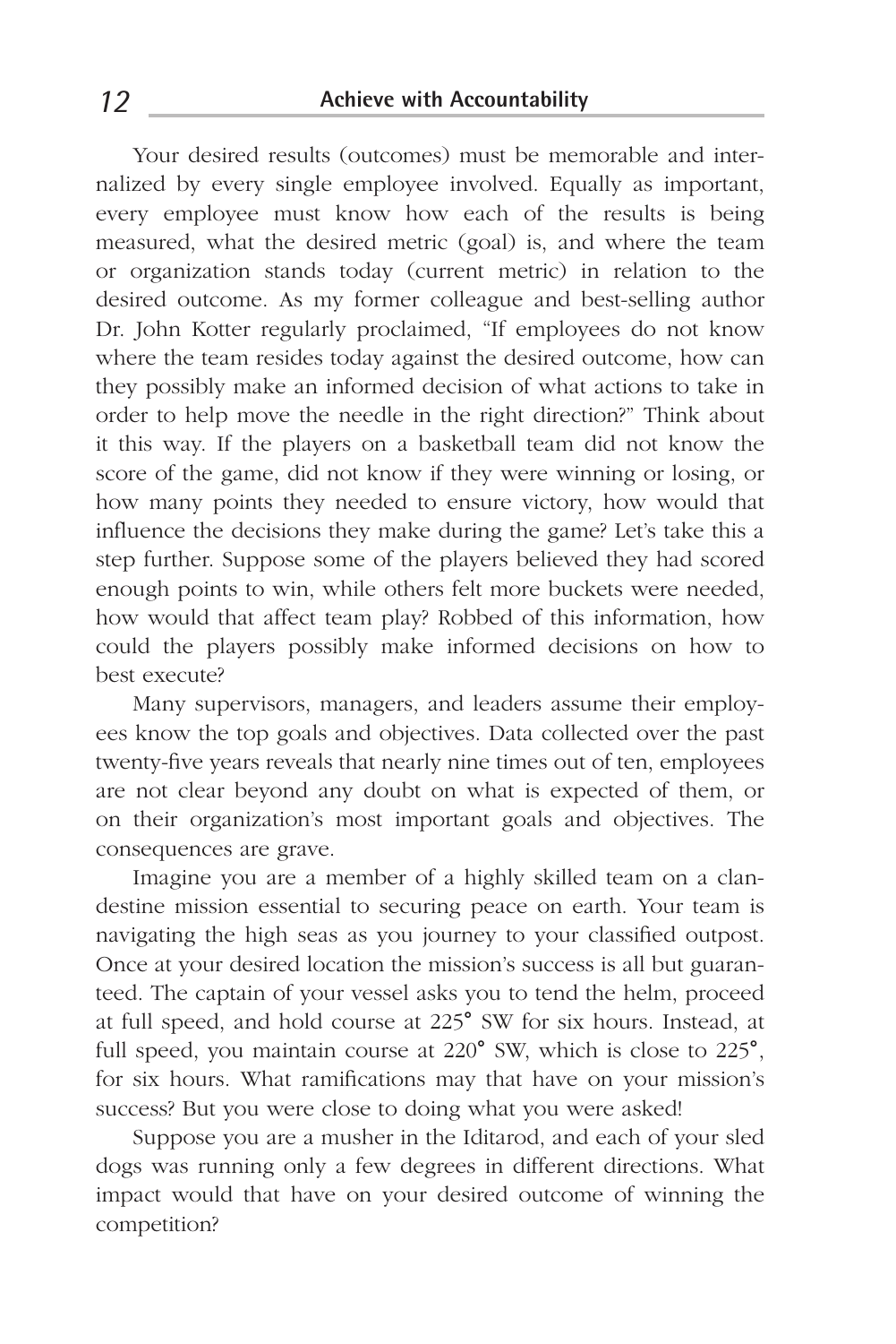Your desired results (outcomes) must be memorable and internalized by every single employee involved. Equally as important, every employee must know how each of the results is being measured, what the desired metric (goal) is, and where the team or organization stands today (current metric) in relation to the desired outcome. As my former colleague and best-selling author Dr. John Kotter regularly proclaimed, "If employees do not know where the team resides today against the desired outcome, how can they possibly make an informed decision of what actions to take in order to help move the needle in the right direction?" Think about it this way. If the players on a basketball team did not know the score of the game, did not know if they were winning or losing, or how many points they needed to ensure victory, how would that influence the decisions they make during the game? Let's take this a step further. Suppose some of the players believed they had scored enough points to win, while others felt more buckets were needed, how would that affect team play? Robbed of this information, how could the players possibly make informed decisions on how to best execute?

Many supervisors, managers, and leaders assume their employees know the top goals and objectives. Data collected over the past twenty-five years reveals that nearly nine times out of ten, employees are not clear beyond any doubt on what is expected of them, or on their organization's most important goals and objectives. The consequences are grave.

Imagine you are a member of a highly skilled team on a clandestine mission essential to securing peace on earth. Your team is navigating the high seas as you journey to your classified outpost. Once at your desired location the mission's success is all but guaranteed. The captain of your vessel asks you to tend the helm, proceed at full speed, and hold course at 225° SW for six hours. Instead, at full speed, you maintain course at 220° SW, which is close to 225°, for six hours. What ramifications may that have on your mission's success? But you were close to doing what you were asked!

Suppose you are a musher in the Iditarod, and each of your sled dogs was running only a few degrees in different directions. What impact would that have on your desired outcome of winning the competition?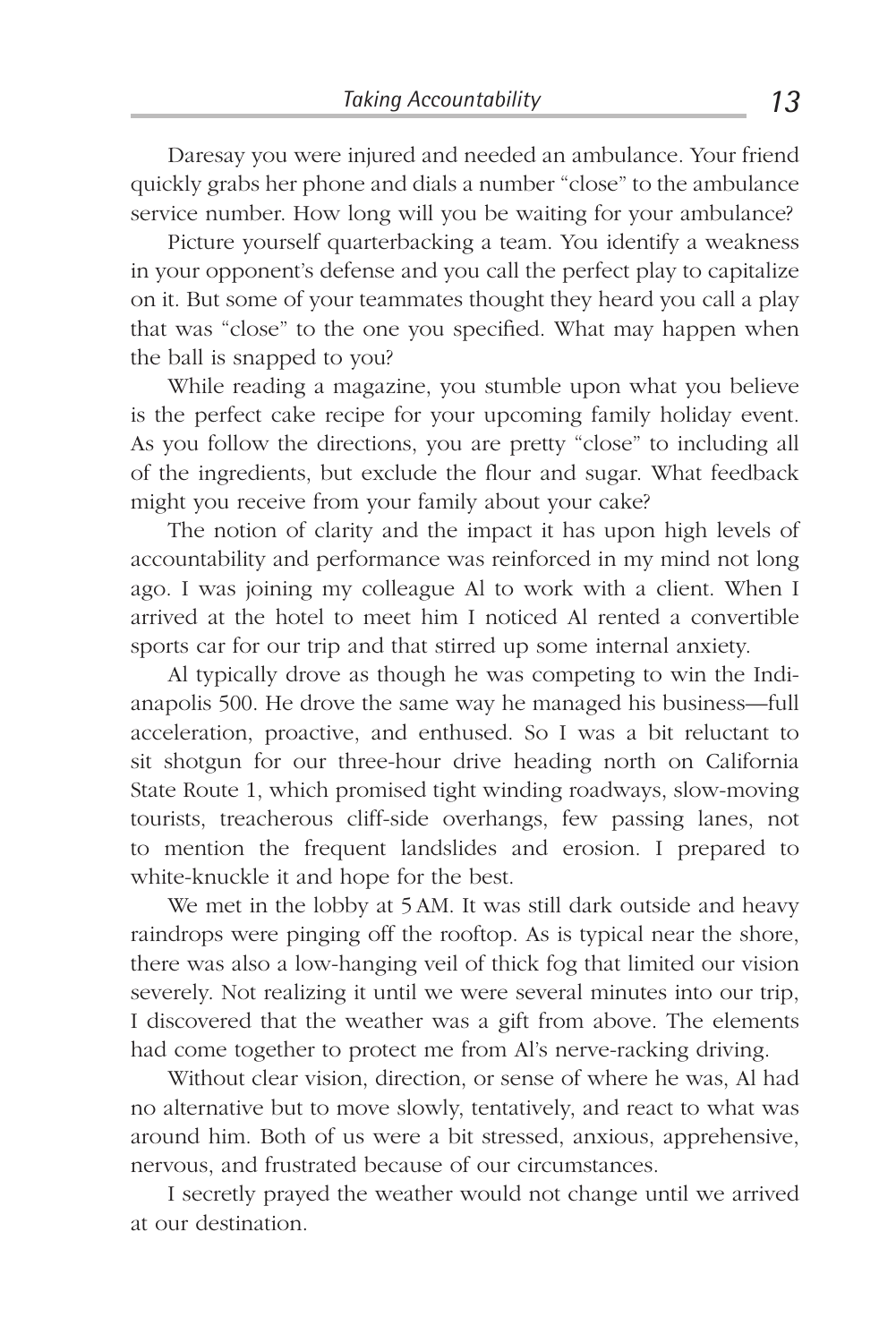Daresay you were injured and needed an ambulance. Your friend quickly grabs her phone and dials a number "close" to the ambulance service number. How long will you be waiting for your ambulance?

Picture yourself quarterbacking a team. You identify a weakness in your opponent's defense and you call the perfect play to capitalize on it. But some of your teammates thought they heard you call a play that was "close" to the one you specified. What may happen when the ball is snapped to you?

While reading a magazine, you stumble upon what you believe is the perfect cake recipe for your upcoming family holiday event. As you follow the directions, you are pretty "close" to including all of the ingredients, but exclude the flour and sugar. What feedback might you receive from your family about your cake?

The notion of clarity and the impact it has upon high levels of accountability and performance was reinforced in my mind not long ago. I was joining my colleague Al to work with a client. When I arrived at the hotel to meet him I noticed Al rented a convertible sports car for our trip and that stirred up some internal anxiety.

Al typically drove as though he was competing to win the Indianapolis 500. He drove the same way he managed his business—full acceleration, proactive, and enthused. So I was a bit reluctant to sit shotgun for our three-hour drive heading north on California State Route 1, which promised tight winding roadways, slow-moving tourists, treacherous cliff-side overhangs, few passing lanes, not to mention the frequent landslides and erosion. I prepared to white-knuckle it and hope for the best.

We met in the lobby at 5 AM. It was still dark outside and heavy raindrops were pinging off the rooftop. As is typical near the shore, there was also a low-hanging veil of thick fog that limited our vision severely. Not realizing it until we were several minutes into our trip, I discovered that the weather was a gift from above. The elements had come together to protect me from Al's nerve-racking driving.

Without clear vision, direction, or sense of where he was, Al had no alternative but to move slowly, tentatively, and react to what was around him. Both of us were a bit stressed, anxious, apprehensive, nervous, and frustrated because of our circumstances.

I secretly prayed the weather would not change until we arrived at our destination.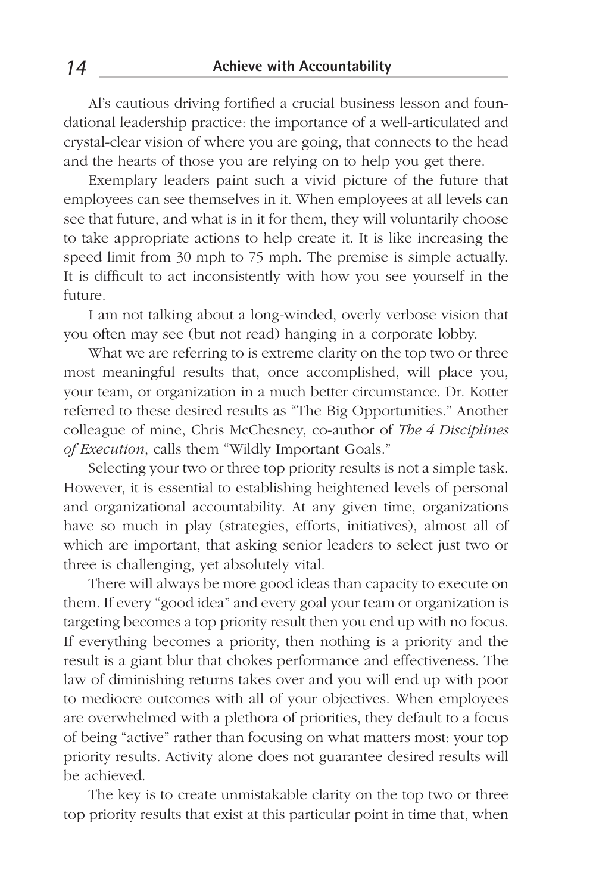Al's cautious driving fortified a crucial business lesson and foundational leadership practice: the importance of a well-articulated and crystal-clear vision of where you are going, that connects to the head and the hearts of those you are relying on to help you get there.

Exemplary leaders paint such a vivid picture of the future that employees can see themselves in it. When employees at all levels can see that future, and what is in it for them, they will voluntarily choose to take appropriate actions to help create it. It is like increasing the speed limit from 30 mph to 75 mph. The premise is simple actually. It is difficult to act inconsistently with how you see yourself in the future.

I am not talking about a long-winded, overly verbose vision that you often may see (but not read) hanging in a corporate lobby.

What we are referring to is extreme clarity on the top two or three most meaningful results that, once accomplished, will place you, your team, or organization in a much better circumstance. Dr. Kotter referred to these desired results as "The Big Opportunities." Another colleague of mine, Chris McChesney, co-author of *The 4 Disciplines of Execution*, calls them "Wildly Important Goals."

Selecting your two or three top priority results is not a simple task. However, it is essential to establishing heightened levels of personal and organizational accountability. At any given time, organizations have so much in play (strategies, efforts, initiatives), almost all of which are important, that asking senior leaders to select just two or three is challenging, yet absolutely vital.

There will always be more good ideas than capacity to execute on them. If every "good idea" and every goal your team or organization is targeting becomes a top priority result then you end up with no focus. If everything becomes a priority, then nothing is a priority and the result is a giant blur that chokes performance and effectiveness. The law of diminishing returns takes over and you will end up with poor to mediocre outcomes with all of your objectives. When employees are overwhelmed with a plethora of priorities, they default to a focus of being "active" rather than focusing on what matters most: your top priority results. Activity alone does not guarantee desired results will be achieved.

The key is to create unmistakable clarity on the top two or three top priority results that exist at this particular point in time that, when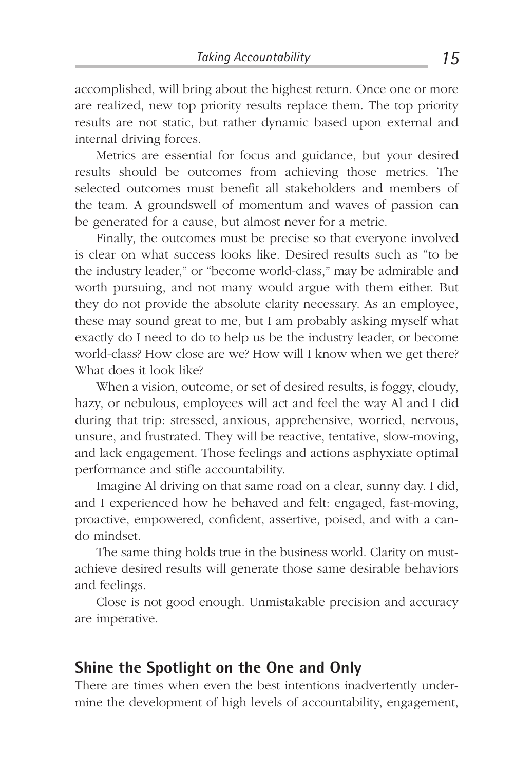accomplished, will bring about the highest return. Once one or more are realized, new top priority results replace them. The top priority results are not static, but rather dynamic based upon external and internal driving forces.

Metrics are essential for focus and guidance, but your desired results should be outcomes from achieving those metrics. The selected outcomes must benefit all stakeholders and members of the team. A groundswell of momentum and waves of passion can be generated for a cause, but almost never for a metric.

Finally, the outcomes must be precise so that everyone involved is clear on what success looks like. Desired results such as "to be the industry leader," or "become world-class," may be admirable and worth pursuing, and not many would argue with them either. But they do not provide the absolute clarity necessary. As an employee, these may sound great to me, but I am probably asking myself what exactly do I need to do to help us be the industry leader, or become world-class? How close are we? How will I know when we get there? What does it look like?

When a vision, outcome, or set of desired results, is foggy, cloudy, hazy, or nebulous, employees will act and feel the way Al and I did during that trip: stressed, anxious, apprehensive, worried, nervous, unsure, and frustrated. They will be reactive, tentative, slow-moving, and lack engagement. Those feelings and actions asphyxiate optimal performance and stifle accountability.

Imagine Al driving on that same road on a clear, sunny day. I did, and I experienced how he behaved and felt: engaged, fast-moving, proactive, empowered, confident, assertive, poised, and with a can-do mindset.

The same thing holds true in the business world. Clarity on must-achieve desired results will generate those same desirable behaviors and feelings.

Close is not good enough. Unmistakable precision and accuracy are imperative.

## Shine the Spotlight on the One and Only

There are times when even the best intentions inadvertently undermine the development of high levels of accountability, engagement,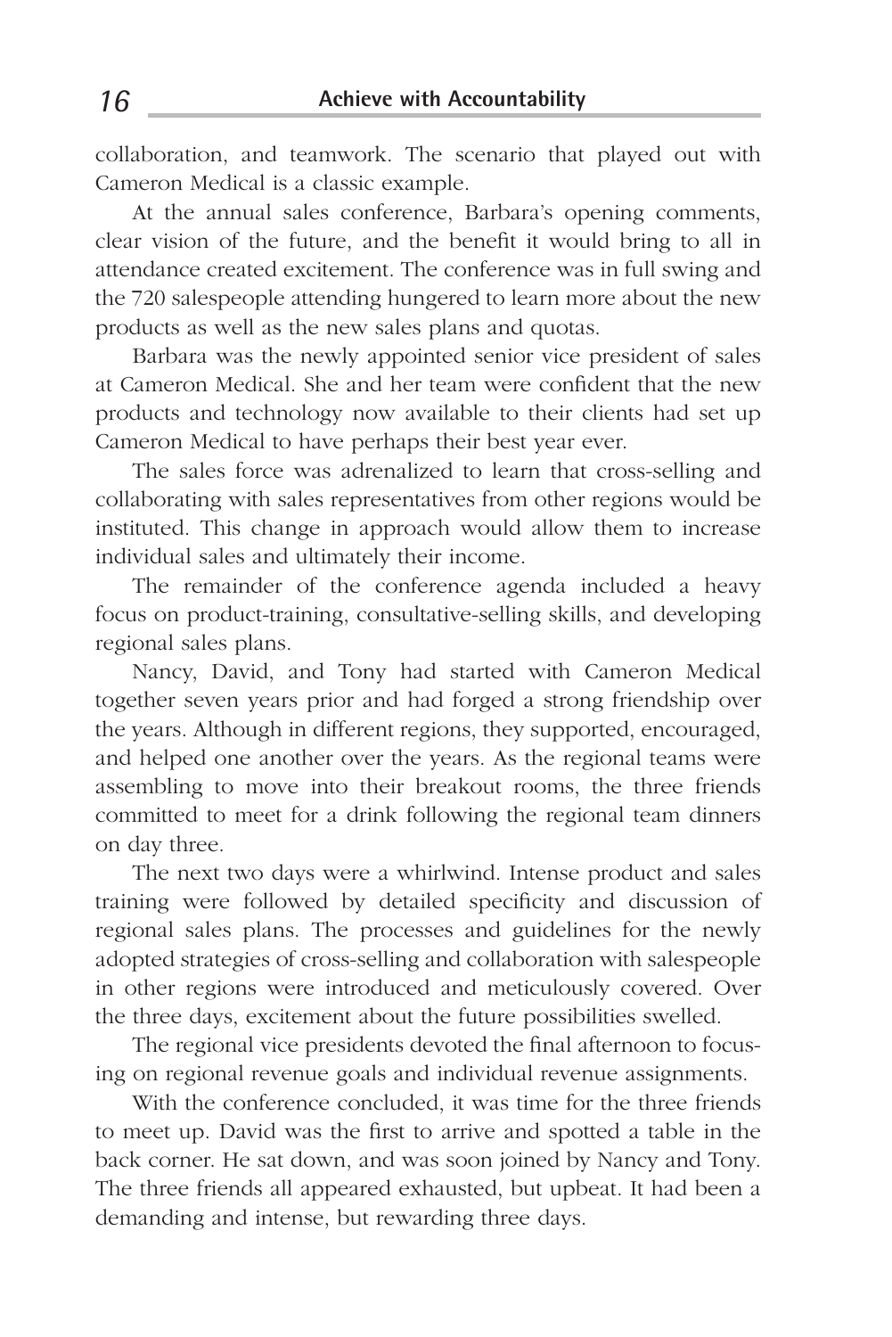collaboration, and teamwork. The scenario that played out with Cameron Medical is a classic example.

At the annual sales conference, Barbara's opening comments, clear vision of the future, and the benefit it would bring to all in attendance created excitement. The conference was in full swing and the 720 salespeople attending hungered to learn more about the new products as well as the new sales plans and quotas.

Barbara was the newly appointed senior vice president of sales at Cameron Medical. She and her team were confident that the new products and technology now available to their clients had set up Cameron Medical to have perhaps their best year ever.

The sales force was adrenalized to learn that cross-selling and collaborating with sales representatives from other regions would be instituted. This change in approach would allow them to increase individual sales and ultimately their income.

The remainder of the conference agenda included a heavy focus on product-training, consultative-selling skills, and developing regional sales plans.

Nancy, David, and Tony had started with Cameron Medical together seven years prior and had forged a strong friendship over the years. Although in different regions, they supported, encouraged, and helped one another over the years. As the regional teams were assembling to move into their breakout rooms, the three friends committed to meet for a drink following the regional team dinners on day three.

The next two days were a whirlwind. Intense product and sales training were followed by detailed specificity and discussion of regional sales plans. The processes and guidelines for the newly adopted strategies of cross-selling and collaboration with salespeople in other regions were introduced and meticulously covered. Over the three days, excitement about the future possibilities swelled.

The regional vice presidents devoted the final afternoon to focusing on regional revenue goals and individual revenue assignments.

With the conference concluded, it was time for the three friends to meet up. David was the first to arrive and spotted a table in the back corner. He sat down, and was soon joined by Nancy and Tony. The three friends all appeared exhausted, but upbeat. It had been a demanding and intense, but rewarding three days.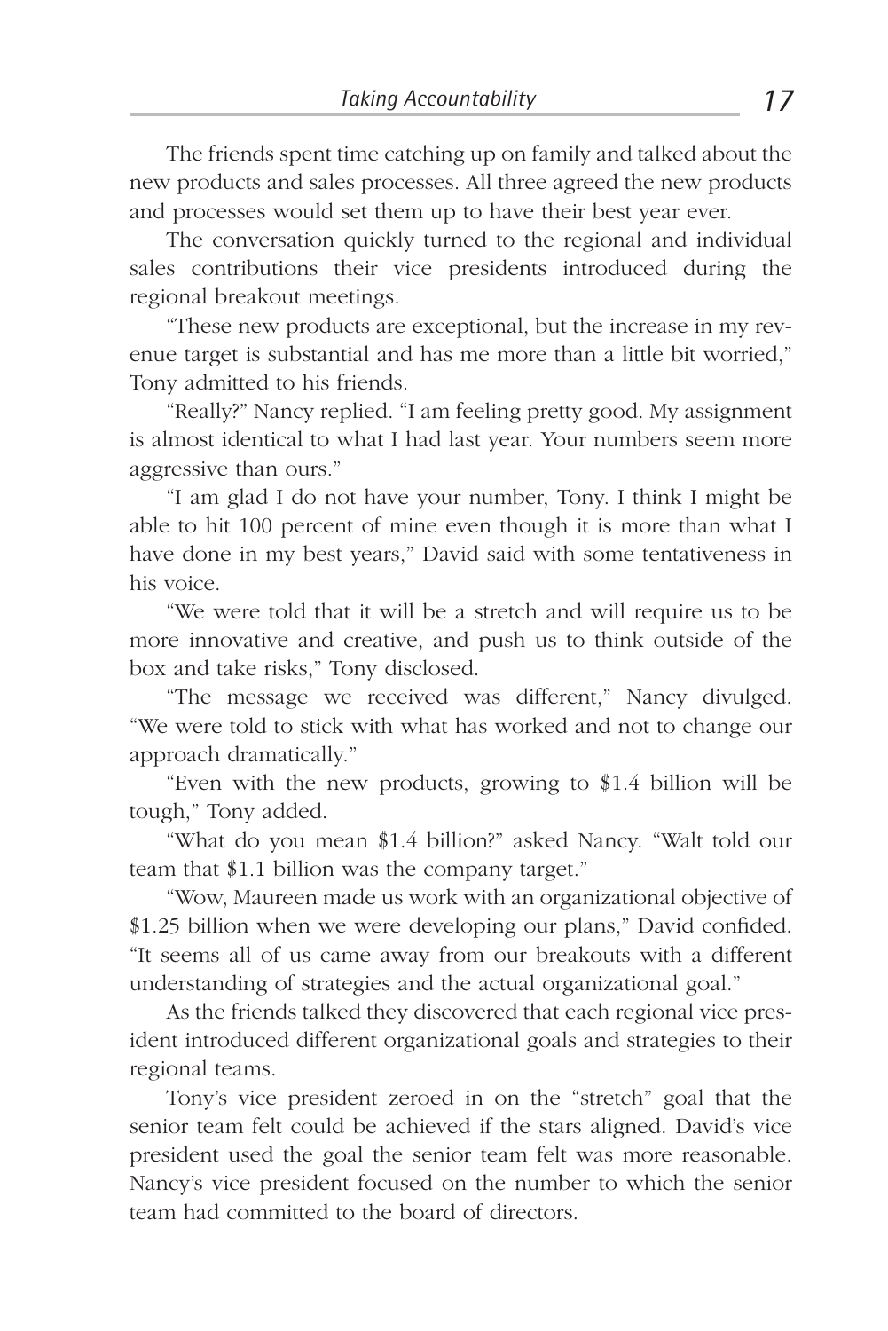The friends spent time catching up on family and talked about the new products and sales processes. All three agreed the new products and processes would set them up to have their best year ever.

The conversation quickly turned to the regional and individual sales contributions their vice presidents introduced during the regional breakout meetings.

"These new products are exceptional, but the increase in my revenue target is substantial and has me more than a little bit worried," Tony admitted to his friends.

"Really?" Nancy replied. "I am feeling pretty good. My assignment is almost identical to what I had last year. Your numbers seem more aggressive than ours."

"I am glad I do not have your number, Tony. I think I might be able to hit 100 percent of mine even though it is more than what I have done in my best years," David said with some tentativeness in his voice.

"We were told that it will be a stretch and will require us to be more innovative and creative, and push us to think outside of the box and take risks," Tony disclosed.

"The message we received was different," Nancy divulged. "We were told to stick with what has worked and not to change our approach dramatically."

"Even with the new products, growing to $1.4 billion will be tough," Tony added.

"What do you mean $1.4 billion?" asked Nancy. "Walt told our team that $1.1 billion was the company target."

"Wow, Maureen made us work with an organizational objective of $1.25 billion when we were developing our plans," David confided. "It seems all of us came away from our breakouts with a different understanding of strategies and the actual organizational goal."

As the friends talked they discovered that each regional vice president introduced different organizational goals and strategies to their regional teams.

Tony's vice president zeroed in on the "stretch" goal that the senior team felt could be achieved if the stars aligned. David's vice president used the goal the senior team felt was more reasonable. Nancy's vice president focused on the number to which the senior team had committed to the board of directors.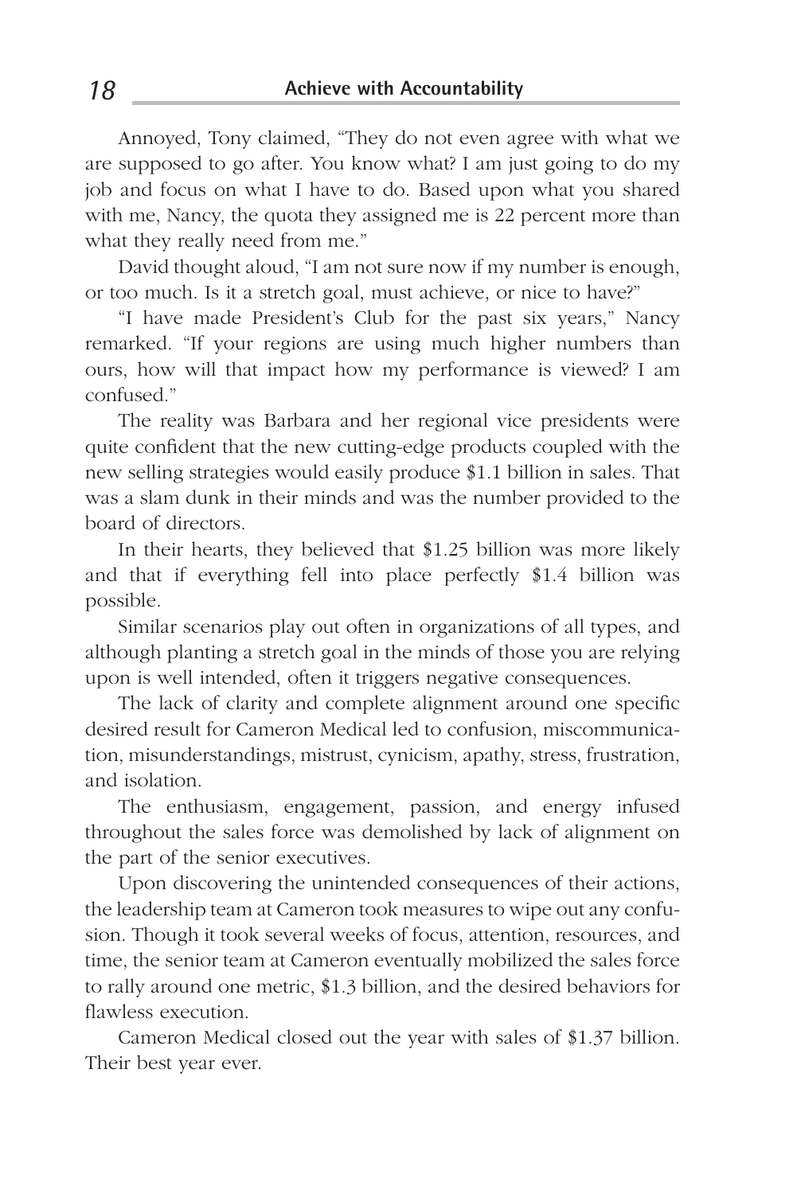Annoyed, Tony claimed, "They do not even agree with what we are supposed to go after. You know what? I am just going to do my job and focus on what I have to do. Based upon what you shared with me, Nancy, the quota they assigned me is 22 percent more than what they really need from me."

David thought aloud, "I am not sure now if my number is enough, or too much. Is it a stretch goal, must achieve, or nice to have?"

"I have made President's Club for the past six years," Nancy remarked. "If your regions are using much higher numbers than ours, how will that impact how my performance is viewed? I am confused."

The reality was Barbara and her regional vice presidents were quite confident that the new cutting-edge products coupled with the new selling strategies would easily produce $1.1 billion in sales. That was a slam dunk in their minds and was the number provided to the board of directors.

In their hearts, they believed that $1.25 billion was more likely and that if everything fell into place perfectly $1.4 billion was possible.

Similar scenarios play out often in organizations of all types, and although planting a stretch goal in the minds of those you are relying upon is well intended, often it triggers negative consequences.

The lack of clarity and complete alignment around one specific desired result for Cameron Medical led to confusion, miscommunication, misunderstandings, mistrust, cynicism, apathy, stress, frustration, and isolation.

The enthusiasm, engagement, passion, and energy infused throughout the sales force was demolished by lack of alignment on the part of the senior executives.

Upon discovering the unintended consequences of their actions, the leadership team at Cameron took measures to wipe out any confusion. Though it took several weeks of focus, attention, resources, and time, the senior team at Cameron eventually mobilized the sales force to rally around one metric, $1.3 billion, and the desired behaviors for flawless execution.

Cameron Medical closed out the year with sales of $1.37 billion. Their best year ever.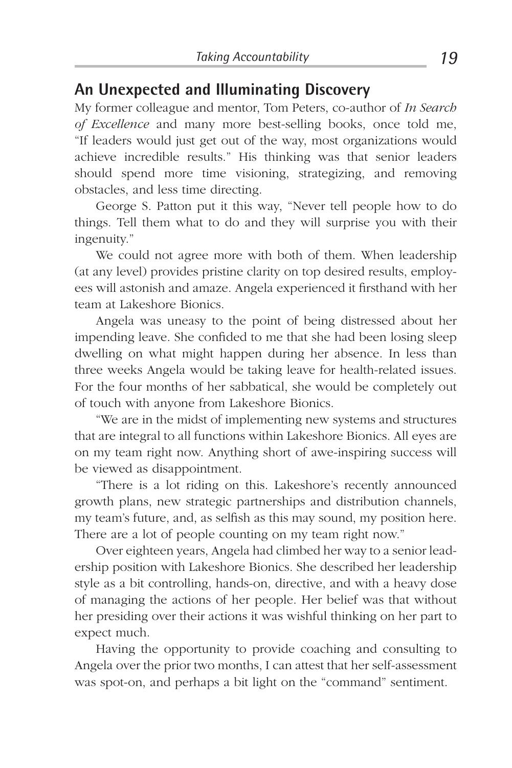## An Unexpected and Illuminating Discovery

My former colleague and mentor, Tom Peters, co-author of *In Search of Excellence* and many more best-selling books, once told me, "If leaders would just get out of the way, most organizations would achieve incredible results." His thinking was that senior leaders should spend more time visioning, strategizing, and removing obstacles, and less time directing.

George S. Patton put it this way, "Never tell people how to do things. Tell them what to do and they will surprise you with their ingenuity."

We could not agree more with both of them. When leadership (at any level) provides pristine clarity on top desired results, employees will astonish and amaze. Angela experienced it firsthand with her team at Lakeshore Bionics.

Angela was uneasy to the point of being distressed about her impending leave. She confided to me that she had been losing sleep dwelling on what might happen during her absence. In less than three weeks Angela would be taking leave for health-related issues. For the four months of her sabbatical, she would be completely out of touch with anyone from Lakeshore Bionics.

"We are in the midst of implementing new systems and structures that are integral to all functions within Lakeshore Bionics. All eyes are on my team right now. Anything short of awe-inspiring success will be viewed as disappointment.

"There is a lot riding on this. Lakeshore's recently announced growth plans, new strategic partnerships and distribution channels, my team's future, and, as selfish as this may sound, my position here. There are a lot of people counting on my team right now."

Over eighteen years, Angela had climbed her way to a senior leadership position with Lakeshore Bionics. She described her leadership style as a bit controlling, hands-on, directive, and with a heavy dose of managing the actions of her people. Her belief was that without her presiding over their actions it was wishful thinking on her part to expect much.

Having the opportunity to provide coaching and consulting to Angela over the prior two months, I can attest that her self-assessment was spot-on, and perhaps a bit light on the "command" sentiment.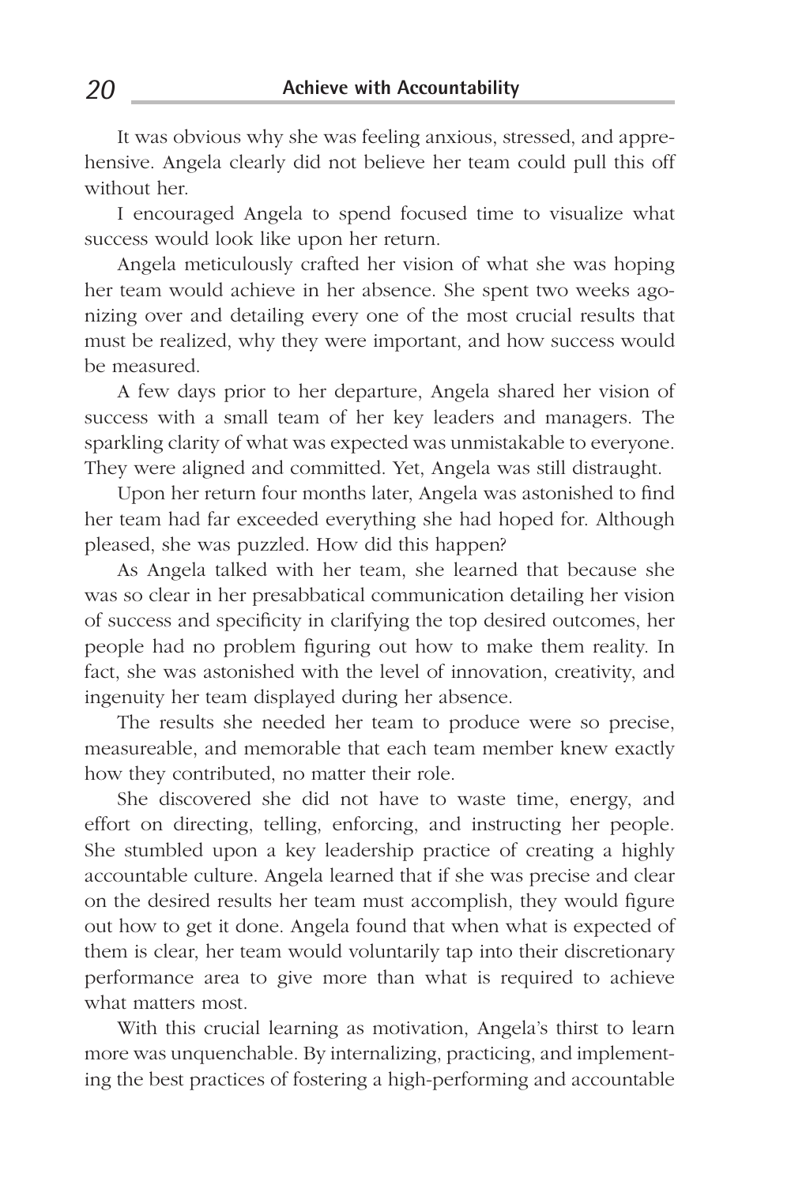It was obvious why she was feeling anxious, stressed, and apprehensive. Angela clearly did not believe her team could pull this off without her.

I encouraged Angela to spend focused time to visualize what success would look like upon her return.

Angela meticulously crafted her vision of what she was hoping her team would achieve in her absence. She spent two weeks agonizing over and detailing every one of the most crucial results that must be realized, why they were important, and how success would be measured.

A few days prior to her departure, Angela shared her vision of success with a small team of her key leaders and managers. The sparkling clarity of what was expected was unmistakable to everyone. They were aligned and committed. Yet, Angela was still distraught.

Upon her return four months later, Angela was astonished to find her team had far exceeded everything she had hoped for. Although pleased, she was puzzled. How did this happen?

As Angela talked with her team, she learned that because she was so clear in her presabbatical communication detailing her vision of success and specificity in clarifying the top desired outcomes, her people had no problem figuring out how to make them reality. In fact, she was astonished with the level of innovation, creativity, and ingenuity her team displayed during her absence.

The results she needed her team to produce were so precise, measureable, and memorable that each team member knew exactly how they contributed, no matter their role.

She discovered she did not have to waste time, energy, and effort on directing, telling, enforcing, and instructing her people. She stumbled upon a key leadership practice of creating a highly accountable culture. Angela learned that if she was precise and clear on the desired results her team must accomplish, they would figure out how to get it done. Angela found that when what is expected of them is clear, her team would voluntarily tap into their discretionary performance area to give more than what is required to achieve what matters most.

With this crucial learning as motivation, Angela's thirst to learn more was unquenchable. By internalizing, practicing, and implementing the best practices of fostering a high-performing and accountable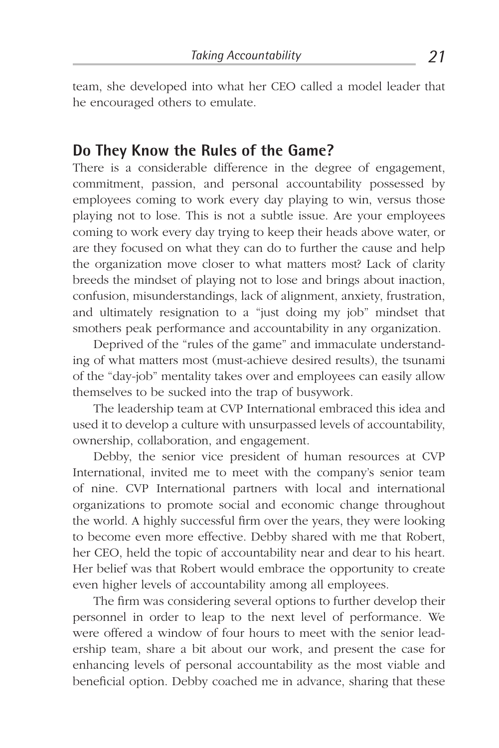team, she developed into what her CEO called a model leader that he encouraged others to emulate.

## Do They Know the Rules of the Game?

There is a considerable difference in the degree of engagement, commitment, passion, and personal accountability possessed by employees coming to work every day playing to win, versus those playing not to lose. This is not a subtle issue. Are your employees coming to work every day trying to keep their heads above water, or are they focused on what they can do to further the cause and help the organization move closer to what matters most? Lack of clarity breeds the mindset of playing not to lose and brings about inaction, confusion, misunderstandings, lack of alignment, anxiety, frustration, and ultimately resignation to a "just doing my job" mindset that smothers peak performance and accountability in any organization.

Deprived of the "rules of the game" and immaculate understanding of what matters most (must-achieve desired results), the tsunami of the "day-job" mentality takes over and employees can easily allow themselves to be sucked into the trap of busywork.

The leadership team at CVP International embraced this idea and used it to develop a culture with unsurpassed levels of accountability, ownership, collaboration, and engagement.

Debby, the senior vice president of human resources at CVP International, invited me to meet with the company's senior team of nine. CVP International partners with local and international organizations to promote social and economic change throughout the world. A highly successful firm over the years, they were looking to become even more effective. Debby shared with me that Robert, her CEO, held the topic of accountability near and dear to his heart. Her belief was that Robert would embrace the opportunity to create even higher levels of accountability among all employees.

The firm was considering several options to further develop their personnel in order to leap to the next level of performance. We were offered a window of four hours to meet with the senior leadership team, share a bit about our work, and present the case for enhancing levels of personal accountability as the most viable and beneficial option. Debby coached me in advance, sharing that these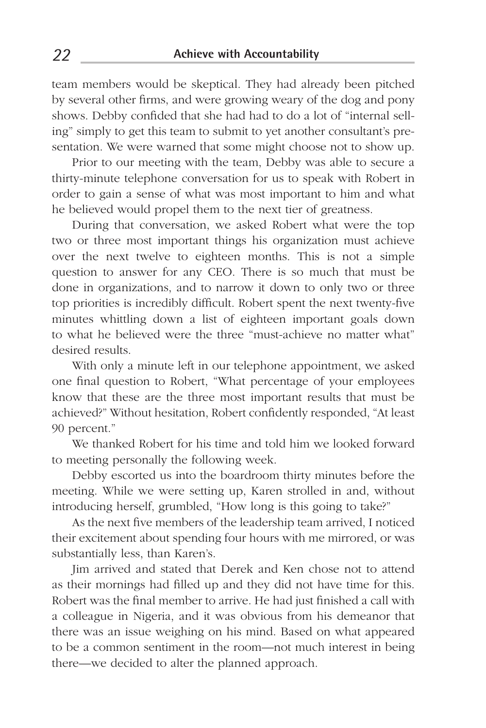team members would be skeptical. They had already been pitched by several other firms, and were growing weary of the dog and pony shows. Debby confided that she had had to do a lot of "internal selling" simply to get this team to submit to yet another consultant's presentation. We were warned that some might choose not to show up.

Prior to our meeting with the team, Debby was able to secure a thirty-minute telephone conversation for us to speak with Robert in order to gain a sense of what was most important to him and what he believed would propel them to the next tier of greatness.

During that conversation, we asked Robert what were the top two or three most important things his organization must achieve over the next twelve to eighteen months. This is not a simple question to answer for any CEO. There is so much that must be done in organizations, and to narrow it down to only two or three top priorities is incredibly difficult. Robert spent the next twenty-five minutes whittling down a list of eighteen important goals down to what he believed were the three "must-achieve no matter what" desired results.

With only a minute left in our telephone appointment, we asked one final question to Robert, "What percentage of your employees know that these are the three most important results that must be achieved?" Without hesitation, Robert confidently responded, "At least 90 percent."

We thanked Robert for his time and told him we looked forward to meeting personally the following week.

Debby escorted us into the boardroom thirty minutes before the meeting. While we were setting up, Karen strolled in and, without introducing herself, grumbled, "How long is this going to take?"

As the next five members of the leadership team arrived, I noticed their excitement about spending four hours with me mirrored, or was substantially less, than Karen's.

Jim arrived and stated that Derek and Ken chose not to attend as their mornings had filled up and they did not have time for this. Robert was the final member to arrive. He had just finished a call with a colleague in Nigeria, and it was obvious from his demeanor that there was an issue weighing on his mind. Based on what appeared to be a common sentiment in the room—not much interest in being there—we decided to alter the planned approach.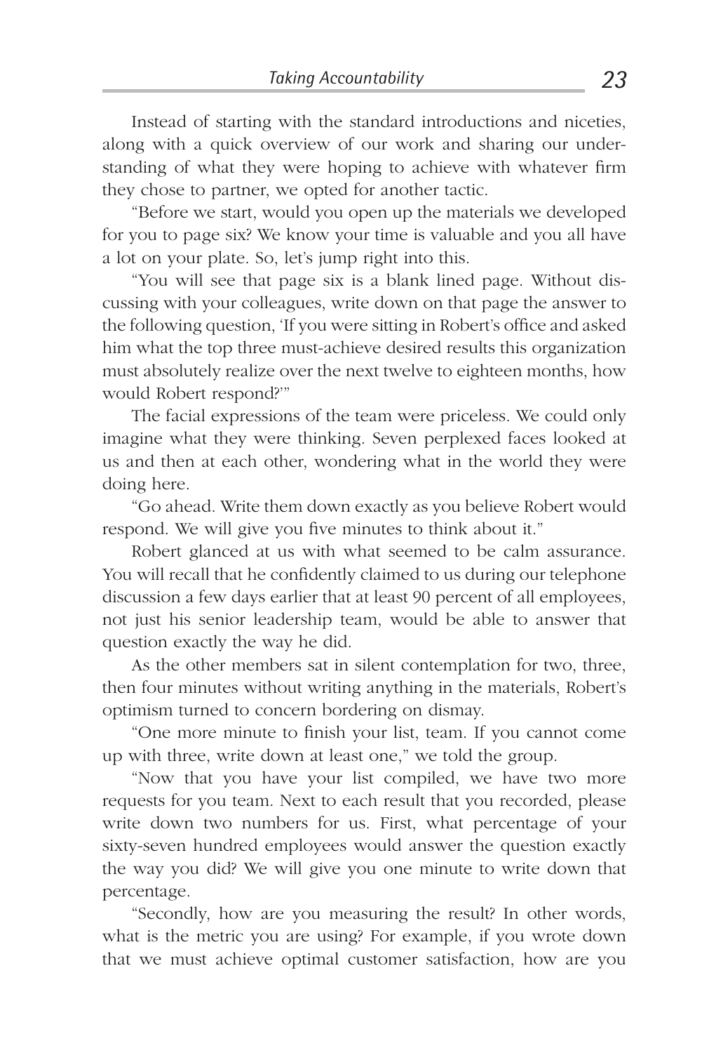Instead of starting with the standard introductions and niceties, along with a quick overview of our work and sharing our understanding of what they were hoping to achieve with whatever firm they chose to partner, we opted for another tactic.

"Before we start, would you open up the materials we developed for you to page six? We know your time is valuable and you all have a lot on your plate. So, let's jump right into this.

"You will see that page six is a blank lined page. Without discussing with your colleagues, write down on that page the answer to the following question, 'If you were sitting in Robert's office and asked him what the top three must-achieve desired results this organization must absolutely realize over the next twelve to eighteen months, how would Robert respond?'"

The facial expressions of the team were priceless. We could only imagine what they were thinking. Seven perplexed faces looked at us and then at each other, wondering what in the world they were doing here.

"Go ahead. Write them down exactly as you believe Robert would respond. We will give you five minutes to think about it."

Robert glanced at us with what seemed to be calm assurance. You will recall that he confidently claimed to us during our telephone discussion a few days earlier that at least 90 percent of all employees, not just his senior leadership team, would be able to answer that question exactly the way he did.

As the other members sat in silent contemplation for two, three, then four minutes without writing anything in the materials, Robert's optimism turned to concern bordering on dismay.

"One more minute to finish your list, team. If you cannot come up with three, write down at least one," we told the group.

"Now that you have your list compiled, we have two more requests for you team. Next to each result that you recorded, please write down two numbers for us. First, what percentage of your sixty-seven hundred employees would answer the question exactly the way you did? We will give you one minute to write down that percentage.

"Secondly, how are you measuring the result? In other words, what is the metric you are using? For example, if you wrote down that we must achieve optimal customer satisfaction, how are you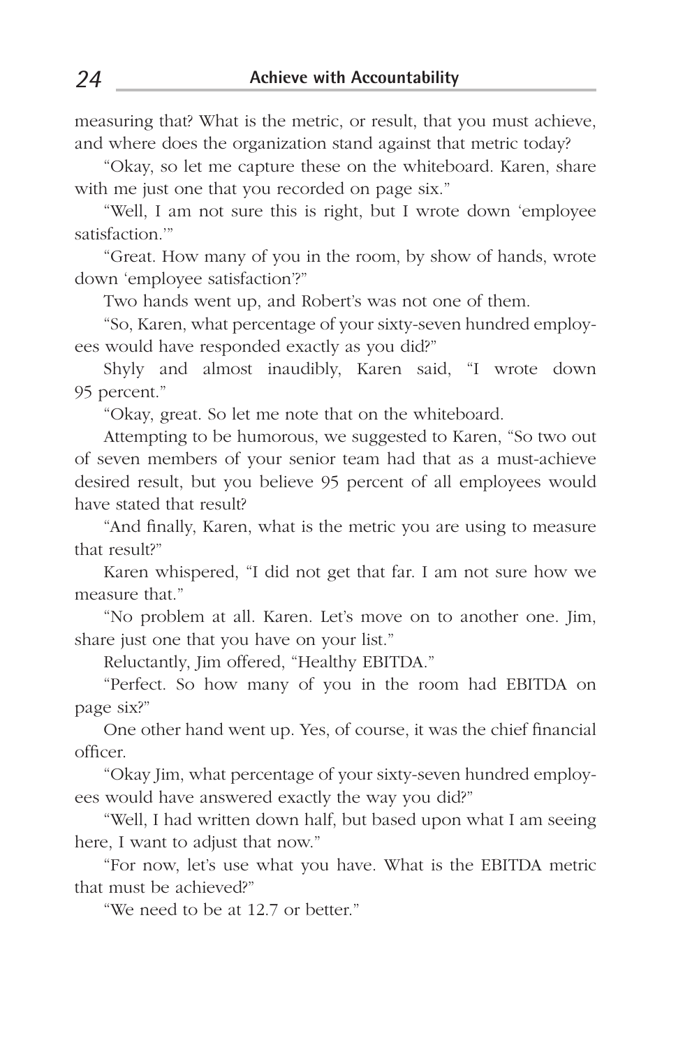measuring that? What is the metric, or result, that you must achieve, and where does the organization stand against that metric today?

"Okay, so let me capture these on the whiteboard. Karen, share with me just one that you recorded on page six."

"Well, I am not sure this is right, but I wrote down 'employee satisfaction.'"

"Great. How many of you in the room, by show of hands, wrote down 'employee satisfaction'?"

Two hands went up, and Robert's was not one of them.

"So, Karen, what percentage of your sixty-seven hundred employees would have responded exactly as you did?"

Shyly and almost inaudibly, Karen said, "I wrote down 95 percent."

"Okay, great. So let me note that on the whiteboard.

Attempting to be humorous, we suggested to Karen, "So two out of seven members of your senior team had that as a must-achieve desired result, but you believe 95 percent of all employees would have stated that result?

"And finally, Karen, what is the metric you are using to measure that result?"

Karen whispered, "I did not get that far. I am not sure how we measure that."

"No problem at all. Karen. Let's move on to another one. Jim, share just one that you have on your list."

Reluctantly, Jim offered, "Healthy EBITDA."

"Perfect. So how many of you in the room had EBITDA on page six?"

One other hand went up. Yes, of course, it was the chief financial officer.

"Okay Jim, what percentage of your sixty-seven hundred employees would have answered exactly the way you did?"

"Well, I had written down half, but based upon what I am seeing here, I want to adjust that now."

"For now, let's use what you have. What is the EBITDA metric that must be achieved?"

"We need to be at 12.7 or better."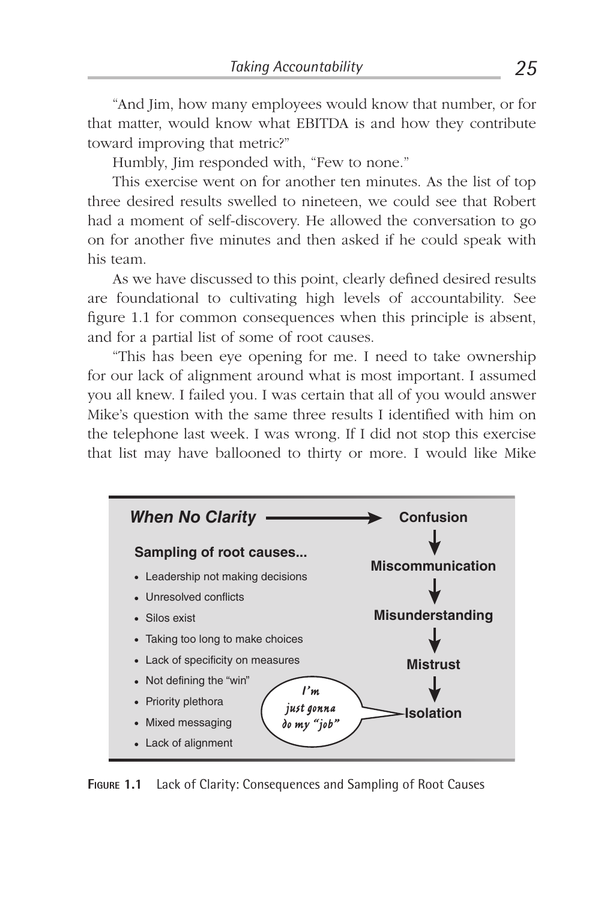"And Jim, how many employees would know that number, or for that matter, would know what EBITDA is and how they contribute toward improving that metric?"

Humbly, Jim responded with, "Few to none."

This exercise went on for another ten minutes. As the list of top three desired results swelled to nineteen, we could see that Robert had a moment of self-discovery. He allowed the conversation to go on for another five minutes and then asked if he could speak with his team.

As we have discussed to this point, clearly defined desired results are foundational to cultivating high levels of accountability. See figure 1.1 for common consequences when this principle is absent, and for a partial list of some of root causes.

"This has been eye opening for me. I need to take ownership for our lack of alignment around what is most important. I assumed you all knew. I failed you. I was certain that all of you would answer Mike's question with the same three results I identified with him on the telephone last week. I was wrong. If I did not stop this exercise that list may have ballooned to thirty or more. I would like Mike

***When No Clarity*** → **Confusion** → **Miscommunication** → **Misunderstanding** → **Mistrust** → **Isolation**

**Sampling of root causes...**

- Leadership not making decisions
- Unresolved conflicts
- Silos exist
- Taking too long to make choices
- Lack of specificity on measures
- Not defining the "win"
- Priority plethora
- Mixed messaging
- Lack of alignment

*I'm just gonna do my "job"*

**Figure 1.1** Lack of Clarity: Consequences and Sampling of Root Causes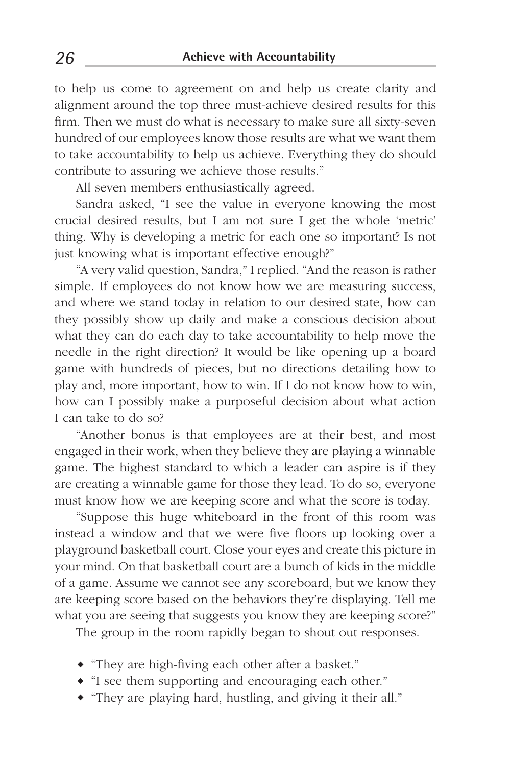to help us come to agreement on and help us create clarity and alignment around the top three must-achieve desired results for this firm. Then we must do what is necessary to make sure all sixty-seven hundred of our employees know those results are what we want them to take accountability to help us achieve. Everything they do should contribute to assuring we achieve those results."

All seven members enthusiastically agreed.

Sandra asked, "I see the value in everyone knowing the most crucial desired results, but I am not sure I get the whole 'metric' thing. Why is developing a metric for each one so important? Is not just knowing what is important effective enough?"

"A very valid question, Sandra," I replied. "And the reason is rather simple. If employees do not know how we are measuring success, and where we stand today in relation to our desired state, how can they possibly show up daily and make a conscious decision about what they can do each day to take accountability to help move the needle in the right direction? It would be like opening up a board game with hundreds of pieces, but no directions detailing how to play and, more important, how to win. If I do not know how to win, how can I possibly make a purposeful decision about what action I can take to do so?

"Another bonus is that employees are at their best, and most engaged in their work, when they believe they are playing a winnable game. The highest standard to which a leader can aspire is if they are creating a winnable game for those they lead. To do so, everyone must know how we are keeping score and what the score is today.

"Suppose this huge whiteboard in the front of this room was instead a window and that we were five floors up looking over a playground basketball court. Close your eyes and create this picture in your mind. On that basketball court are a bunch of kids in the middle of a game. Assume we cannot see any scoreboard, but we know they are keeping score based on the behaviors they're displaying. Tell me what you are seeing that suggests you know they are keeping score?"

The group in the room rapidly began to shout out responses.

- "They are high-fiving each other after a basket."
- "I see them supporting and encouraging each other."
- "They are playing hard, hustling, and giving it their all."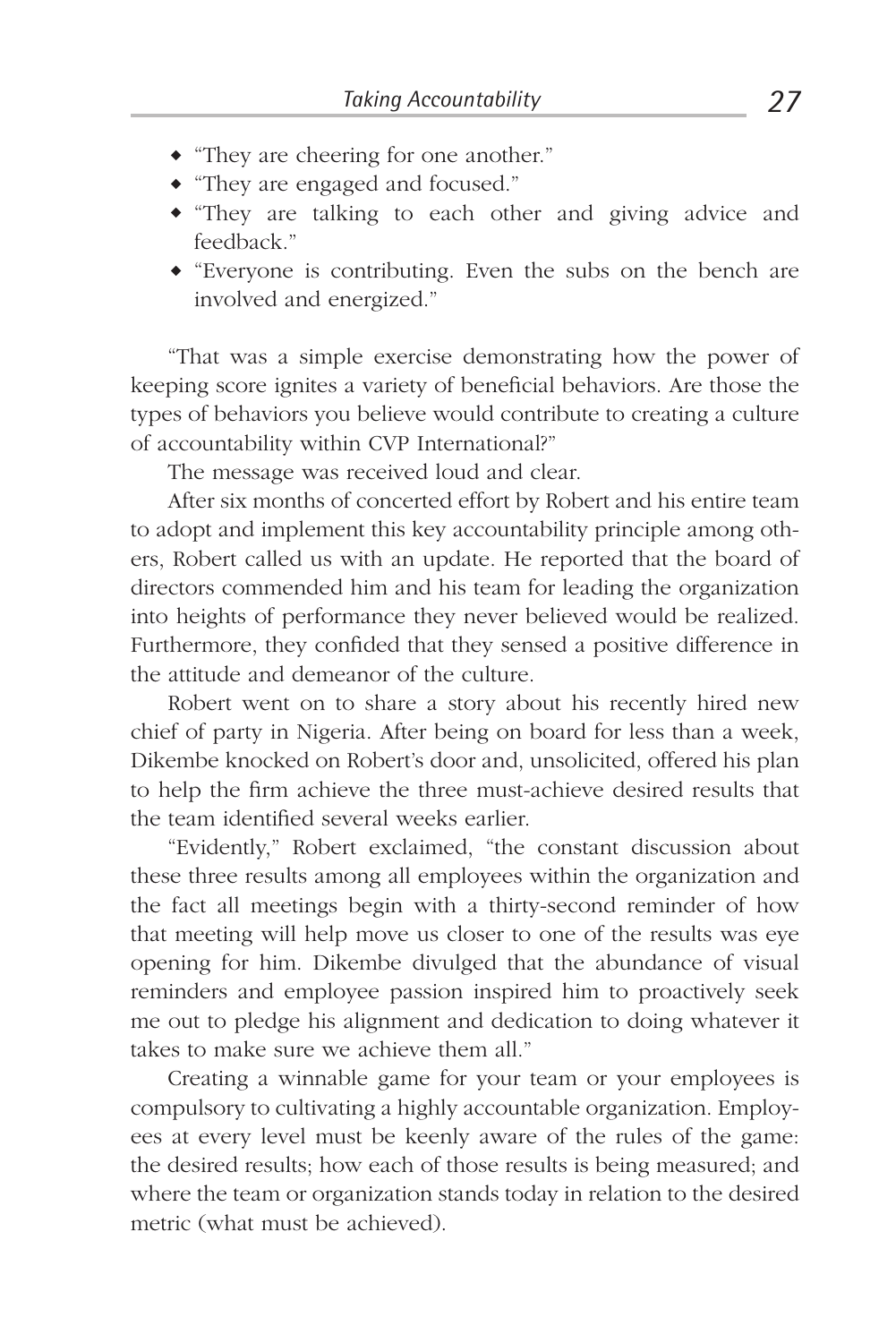- "They are cheering for one another."
- "They are engaged and focused."
- "They are talking to each other and giving advice and feedback."
- "Everyone is contributing. Even the subs on the bench are involved and energized."

"That was a simple exercise demonstrating how the power of keeping score ignites a variety of beneficial behaviors. Are those the types of behaviors you believe would contribute to creating a culture of accountability within CVP International?"

The message was received loud and clear.

After six months of concerted effort by Robert and his entire team to adopt and implement this key accountability principle among others, Robert called us with an update. He reported that the board of directors commended him and his team for leading the organization into heights of performance they never believed would be realized. Furthermore, they confided that they sensed a positive difference in the attitude and demeanor of the culture.

Robert went on to share a story about his recently hired new chief of party in Nigeria. After being on board for less than a week, Dikembe knocked on Robert's door and, unsolicited, offered his plan to help the firm achieve the three must-achieve desired results that the team identified several weeks earlier.

"Evidently," Robert exclaimed, "the constant discussion about these three results among all employees within the organization and the fact all meetings begin with a thirty-second reminder of how that meeting will help move us closer to one of the results was eye opening for him. Dikembe divulged that the abundance of visual reminders and employee passion inspired him to proactively seek me out to pledge his alignment and dedication to doing whatever it takes to make sure we achieve them all."

Creating a winnable game for your team or your employees is compulsory to cultivating a highly accountable organization. Employees at every level must be keenly aware of the rules of the game: the desired results; how each of those results is being measured; and where the team or organization stands today in relation to the desired metric (what must be achieved).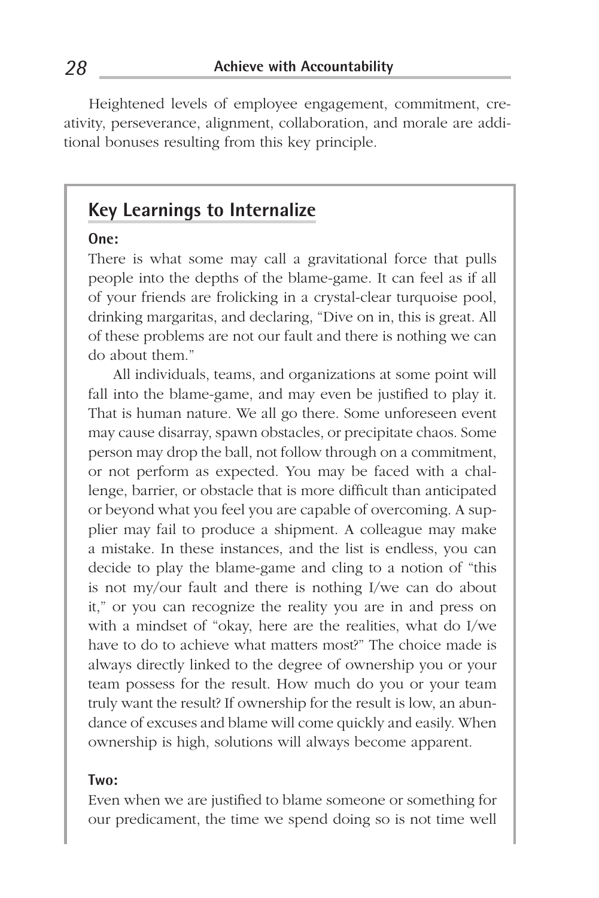Heightened levels of employee engagement, commitment, creativity, perseverance, alignment, collaboration, and morale are additional bonuses resulting from this key principle.

## Key Learnings to Internalize

**One:**

There is what some may call a gravitational force that pulls people into the depths of the blame-game. It can feel as if all of your friends are frolicking in a crystal-clear turquoise pool, drinking margaritas, and declaring, "Dive on in, this is great. All of these problems are not our fault and there is nothing we can do about them."

All individuals, teams, and organizations at some point will fall into the blame-game, and may even be justified to play it. That is human nature. We all go there. Some unforeseen event may cause disarray, spawn obstacles, or precipitate chaos. Some person may drop the ball, not follow through on a commitment, or not perform as expected. You may be faced with a challenge, barrier, or obstacle that is more difficult than anticipated or beyond what you feel you are capable of overcoming. A supplier may fail to produce a shipment. A colleague may make a mistake. In these instances, and the list is endless, you can decide to play the blame-game and cling to a notion of "this is not my/our fault and there is nothing I/we can do about it," or you can recognize the reality you are in and press on with a mindset of "okay, here are the realities, what do I/we have to do to achieve what matters most?" The choice made is always directly linked to the degree of ownership you or your team possess for the result. How much do you or your team truly want the result? If ownership for the result is low, an abundance of excuses and blame will come quickly and easily. When ownership is high, solutions will always become apparent.

**Two:**

Even when we are justified to blame someone or something for our predicament, the time we spend doing so is not time well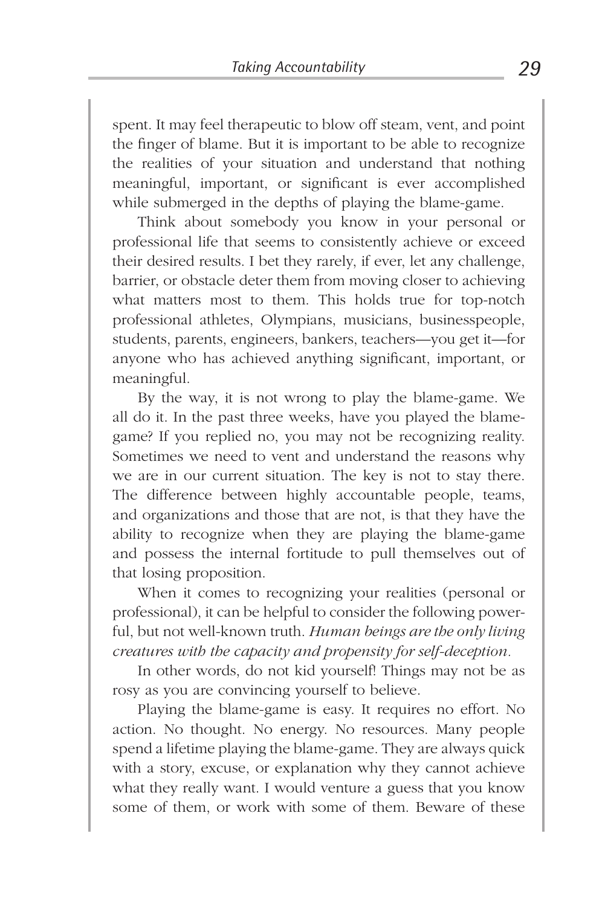spent. It may feel therapeutic to blow off steam, vent, and point the finger of blame. But it is important to be able to recognize the realities of your situation and understand that nothing meaningful, important, or significant is ever accomplished while submerged in the depths of playing the blame-game.

Think about somebody you know in your personal or professional life that seems to consistently achieve or exceed their desired results. I bet they rarely, if ever, let any challenge, barrier, or obstacle deter them from moving closer to achieving what matters most to them. This holds true for top-notch professional athletes, Olympians, musicians, businesspeople, students, parents, engineers, bankers, teachers—you get it—for anyone who has achieved anything significant, important, or meaningful.

By the way, it is not wrong to play the blame-game. We all do it. In the past three weeks, have you played the blame-game? If you replied no, you may not be recognizing reality. Sometimes we need to vent and understand the reasons why we are in our current situation. The key is not to stay there. The difference between highly accountable people, teams, and organizations and those that are not, is that they have the ability to recognize when they are playing the blame-game and possess the internal fortitude to pull themselves out of that losing proposition.

When it comes to recognizing your realities (personal or professional), it can be helpful to consider the following powerful, but not well-known truth. *Human beings are the only living creatures with the capacity and propensity for self-deception.*

In other words, do not kid yourself! Things may not be as rosy as you are convincing yourself to believe.

Playing the blame-game is easy. It requires no effort. No action. No thought. No energy. No resources. Many people spend a lifetime playing the blame-game. They are always quick with a story, excuse, or explanation why they cannot achieve what they really want. I would venture a guess that you know some of them, or work with some of them. Beware of these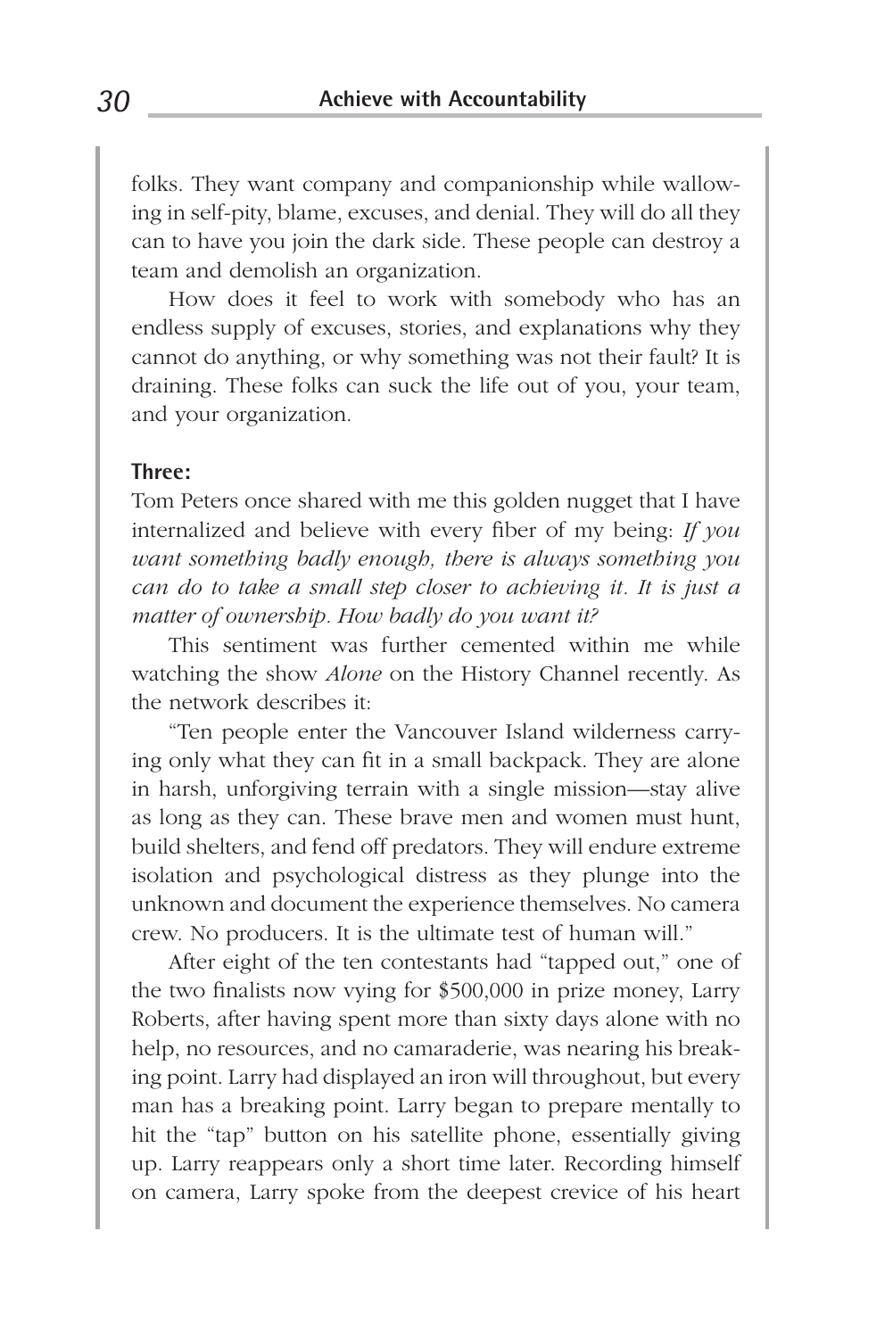folks. They want company and companionship while wallowing in self-pity, blame, excuses, and denial. They will do all they can to have you join the dark side. These people can destroy a team and demolish an organization.

How does it feel to work with somebody who has an endless supply of excuses, stories, and explanations why they cannot do anything, or why something was not their fault? It is draining. These folks can suck the life out of you, your team, and your organization.

**Three:**

Tom Peters once shared with me this golden nugget that I have internalized and believe with every fiber of my being: *If you want something badly enough, there is always something you can do to take a small step closer to achieving it. It is just a matter of ownership. How badly do you want it?*

This sentiment was further cemented within me while watching the show *Alone* on the History Channel recently. As the network describes it:

"Ten people enter the Vancouver Island wilderness carrying only what they can fit in a small backpack. They are alone in harsh, unforgiving terrain with a single mission—stay alive as long as they can. These brave men and women must hunt, build shelters, and fend off predators. They will endure extreme isolation and psychological distress as they plunge into the unknown and document the experience themselves. No camera crew. No producers. It is the ultimate test of human will."

After eight of the ten contestants had "tapped out," one of the two finalists now vying for $500,000 in prize money, Larry Roberts, after having spent more than sixty days alone with no help, no resources, and no camaraderie, was nearing his breaking point. Larry had displayed an iron will throughout, but every man has a breaking point. Larry began to prepare mentally to hit the "tap" button on his satellite phone, essentially giving up. Larry reappears only a short time later. Recording himself on camera, Larry spoke from the deepest crevice of his heart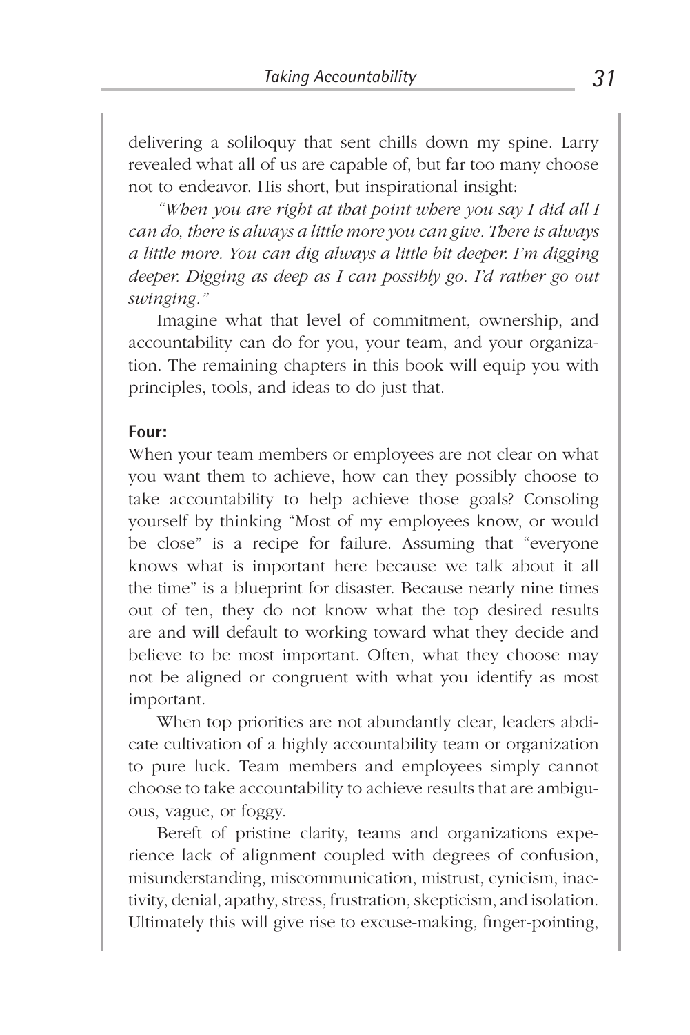delivering a soliloquy that sent chills down my spine. Larry revealed what all of us are capable of, but far too many choose not to endeavor. His short, but inspirational insight:

*"When you are right at that point where you say I did all I can do, there is always a little more you can give. There is always a little more. You can dig always a little bit deeper. I'm digging deeper. Digging as deep as I can possibly go. I'd rather go out swinging."*

Imagine what that level of commitment, ownership, and accountability can do for you, your team, and your organization. The remaining chapters in this book will equip you with principles, tools, and ideas to do just that.

**Four:**

When your team members or employees are not clear on what you want them to achieve, how can they possibly choose to take accountability to help achieve those goals? Consoling yourself by thinking "Most of my employees know, or would be close" is a recipe for failure. Assuming that "everyone knows what is important here because we talk about it all the time" is a blueprint for disaster. Because nearly nine times out of ten, they do not know what the top desired results are and will default to working toward what they decide and believe to be most important. Often, what they choose may not be aligned or congruent with what you identify as most important.

When top priorities are not abundantly clear, leaders abdicate cultivation of a highly accountability team or organization to pure luck. Team members and employees simply cannot choose to take accountability to achieve results that are ambiguous, vague, or foggy.

Bereft of pristine clarity, teams and organizations experience lack of alignment coupled with degrees of confusion, misunderstanding, miscommunication, mistrust, cynicism, inactivity, denial, apathy, stress, frustration, skepticism, and isolation. Ultimately this will give rise to excuse-making, finger-pointing,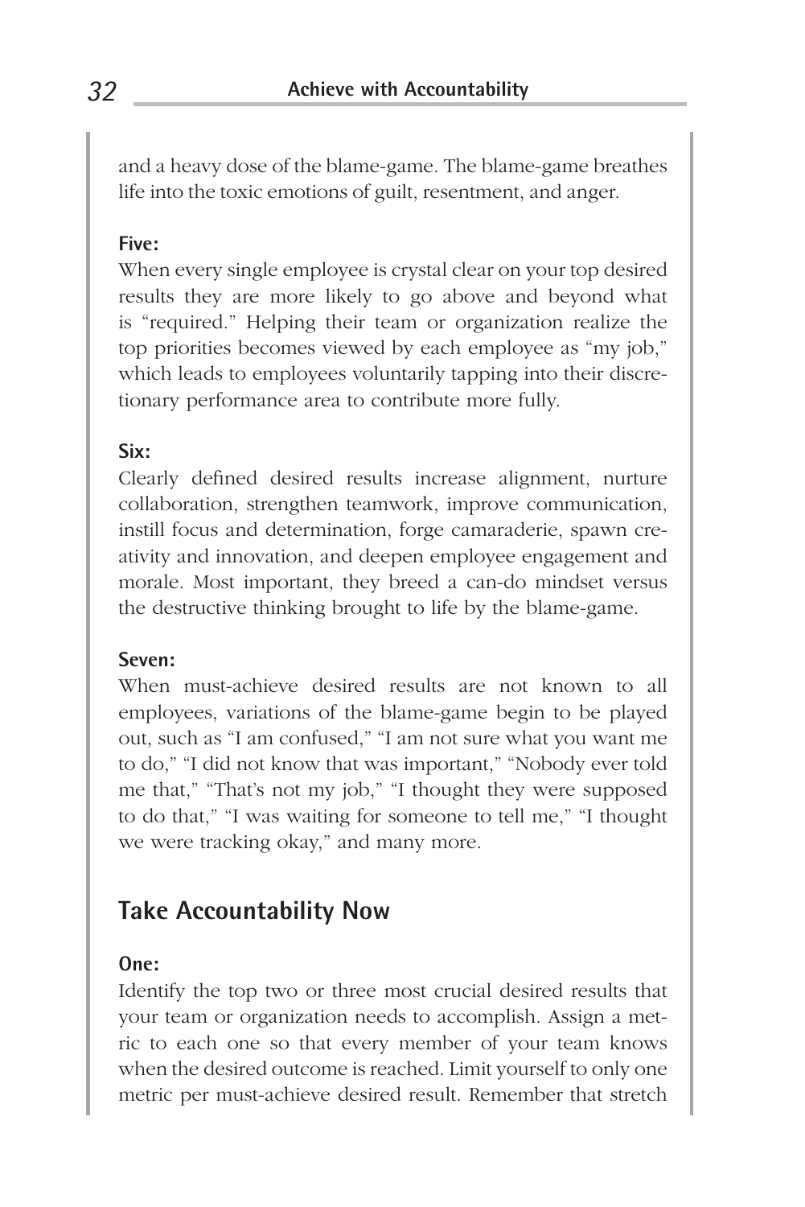and a heavy dose of the blame-game. The blame-game breathes life into the toxic emotions of guilt, resentment, and anger.

**Five:**

When every single employee is crystal clear on your top desired results they are more likely to go above and beyond what is "required." Helping their team or organization realize the top priorities becomes viewed by each employee as "my job," which leads to employees voluntarily tapping into their discretionary performance area to contribute more fully.

**Six:**

Clearly defined desired results increase alignment, nurture collaboration, strengthen teamwork, improve communication, instill focus and determination, forge camaraderie, spawn creativity and innovation, and deepen employee engagement and morale. Most important, they breed a can-do mindset versus the destructive thinking brought to life by the blame-game.

**Seven:**

When must-achieve desired results are not known to all employees, variations of the blame-game begin to be played out, such as "I am confused," "I am not sure what you want me to do," "I did not know that was important," "Nobody ever told me that," "That's not my job," "I thought they were supposed to do that," "I was waiting for someone to tell me," "I thought we were tracking okay," and many more.

## Take Accountability Now

**One:**

Identify the top two or three most crucial desired results that your team or organization needs to accomplish. Assign a metric to each one so that every member of your team knows when the desired outcome is reached. Limit yourself to only one metric per must-achieve desired result. Remember that stretch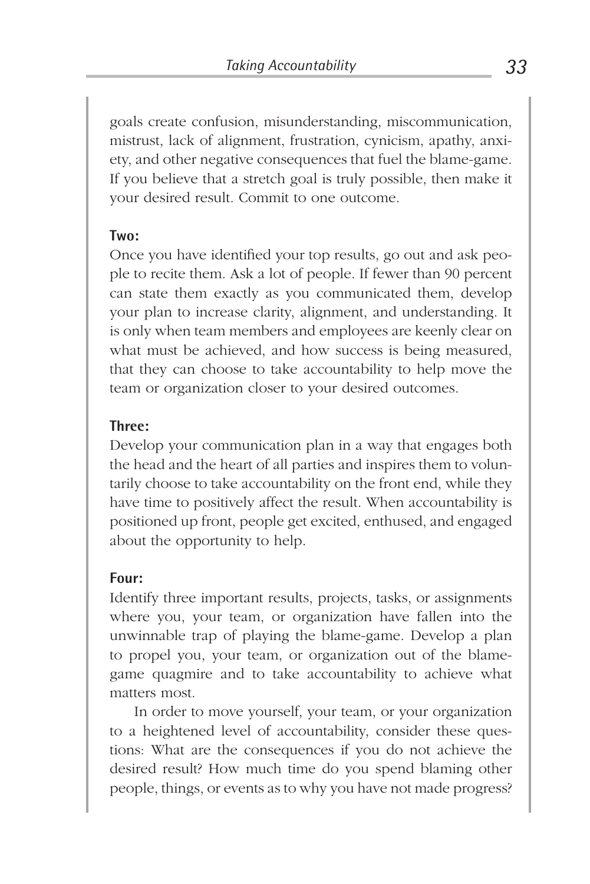goals create confusion, misunderstanding, miscommunication, mistrust, lack of alignment, frustration, cynicism, apathy, anxiety, and other negative consequences that fuel the blame-game. If you believe that a stretch goal is truly possible, then make it your desired result. Commit to one outcome.

**Two:**
Once you have identified your top results, go out and ask people to recite them. Ask a lot of people. If fewer than 90 percent can state them exactly as you communicated them, develop your plan to increase clarity, alignment, and understanding. It is only when team members and employees are keenly clear on what must be achieved, and how success is being measured, that they can choose to take accountability to help move the team or organization closer to your desired outcomes.

**Three:**
Develop your communication plan in a way that engages both the head and the heart of all parties and inspires them to voluntarily choose to take accountability on the front end, while they have time to positively affect the result. When accountability is positioned up front, people get excited, enthused, and engaged about the opportunity to help.

**Four:**
Identify three important results, projects, tasks, or assignments where you, your team, or organization have fallen into the unwinnable trap of playing the blame-game. Develop a plan to propel you, your team, or organization out of the blame-game quagmire and to take accountability to achieve what matters most.

In order to move yourself, your team, or your organization to a heightened level of accountability, consider these questions: What are the consequences if you do not achieve the desired result? How much time do you spend blaming other people, things, or events as to why you have not made progress?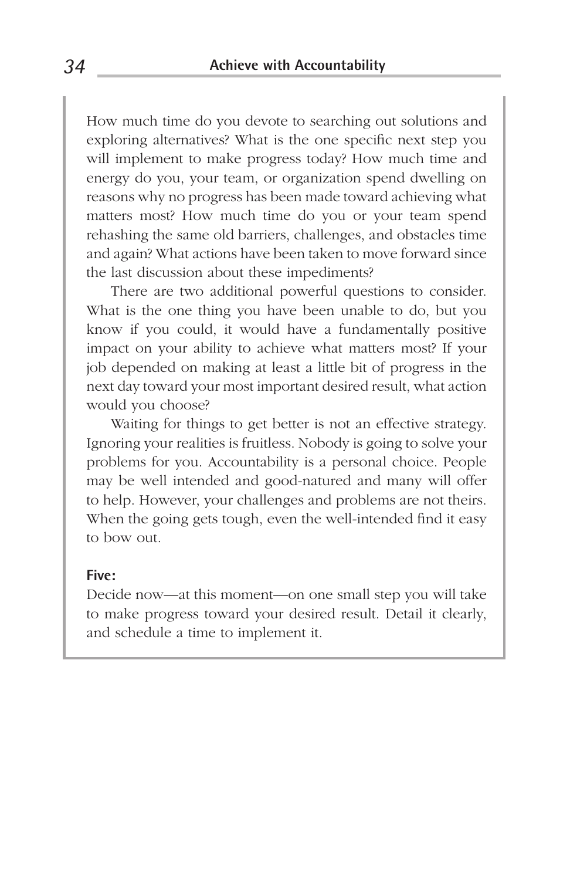How much time do you devote to searching out solutions and exploring alternatives? What is the one specific next step you will implement to make progress today? How much time and energy do you, your team, or organization spend dwelling on reasons why no progress has been made toward achieving what matters most? How much time do you or your team spend rehashing the same old barriers, challenges, and obstacles time and again? What actions have been taken to move forward since the last discussion about these impediments?

There are two additional powerful questions to consider. What is the one thing you have been unable to do, but you know if you could, it would have a fundamentally positive impact on your ability to achieve what matters most? If your job depended on making at least a little bit of progress in the next day toward your most important desired result, what action would you choose?

Waiting for things to get better is not an effective strategy. Ignoring your realities is fruitless. Nobody is going to solve your problems for you. Accountability is a personal choice. People may be well intended and good-natured and many will offer to help. However, your challenges and problems are not theirs. When the going gets tough, even the well-intended find it easy to bow out.

**Five:**

Decide now—at this moment—on one small step you will take to make progress toward your desired result. Detail it clearly, and schedule a time to implement it.